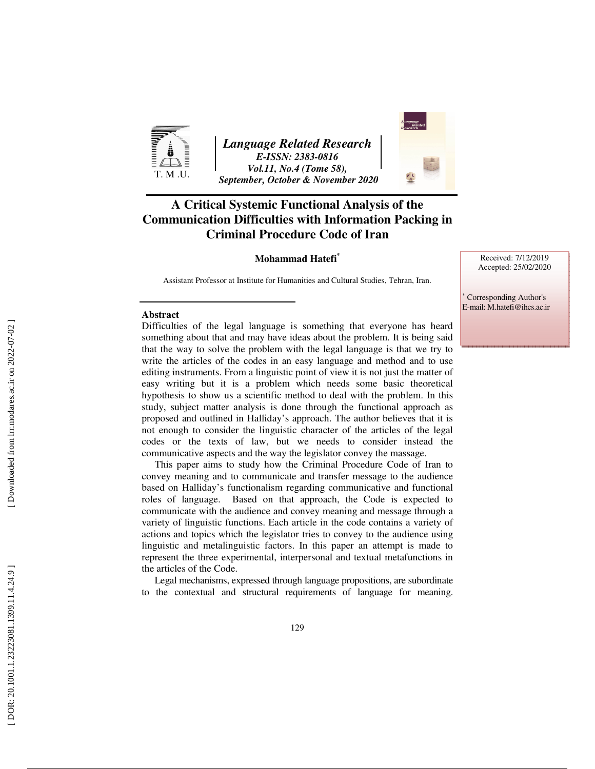Language Related Research
*E-ISSN: 2383-0816*
*Vol.11, No.4 (Tome 58),*
*September, October & November 2020*

# A Critical Systemic Functional Analysis of the Communication Difficulties with Information Packing in Criminal Procedure Code of Iran

**Mohammad Hatefi***

Assistant Professor at Institute for Humanities and Cultural Studies, Tehran, Iran.

Received: 7/12/2019
Accepted: 25/02/2020

\* Corresponding Author's
E-mail: M.hatefi@ihcs.ac.ir

## Abstract

Difficulties of the legal language is something that everyone has heard something about that and may have ideas about the problem. It is being said that the way to solve the problem with the legal language is that we try to write the articles of the codes in an easy language and method and to use editing instruments. From a linguistic point of view it is not just the matter of easy writing but it is a problem which needs some basic theoretical hypothesis to show us a scientific method to deal with the problem. In this study, subject matter analysis is done through the functional approach as proposed and outlined in Halliday's approach. The author believes that it is not enough to consider the linguistic character of the articles of the legal codes or the texts of law, but we needs to consider instead the communicative aspects and the way the legislator convey the massage.

This paper aims to study how the Criminal Procedure Code of Iran to convey meaning and to communicate and transfer message to the audience based on Halliday's functionalism regarding communicative and functional roles of language. Based on that approach, the Code is expected to communicate with the audience and convey meaning and message through a variety of linguistic functions. Each article in the code contains a variety of actions and topics which the legislator tries to convey to the audience using linguistic and metalinguistic factors. In this paper an attempt is made to represent the three experimental, interpersonal and textual metafunctions in the articles of the Code.

Legal mechanisms, expressed through language propositions, are subordinate to the contextual and structural requirements of language for meaning.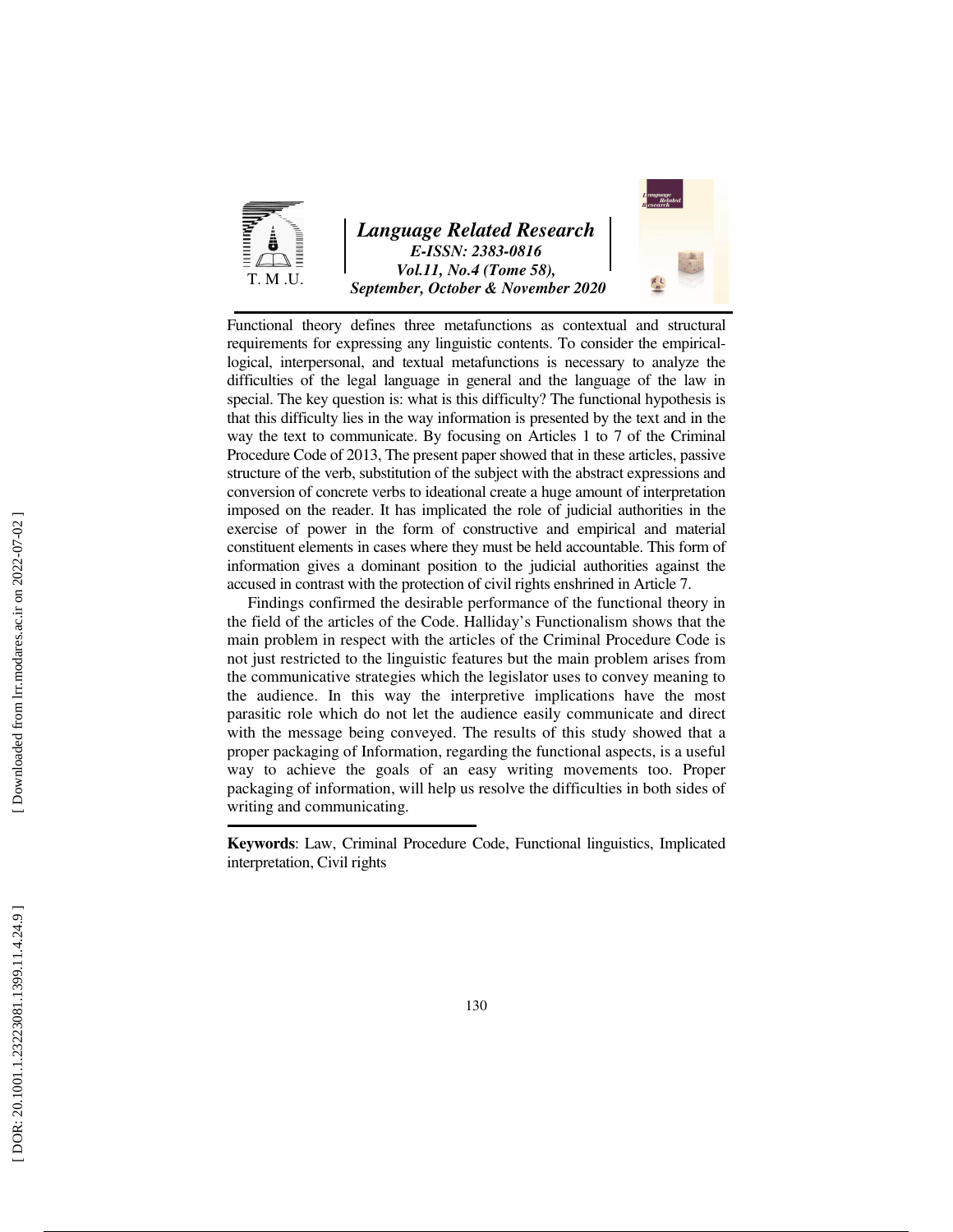Functional theory defines three metafunctions as contextual and structural requirements for expressing any linguistic contents. To consider the empirical-logical, interpersonal, and textual metafunctions is necessary to analyze the difficulties of the legal language in general and the language of the law in special. The key question is: what is this difficulty? The functional hypothesis is that this difficulty lies in the way information is presented by the text and in the way the text to communicate. By focusing on Articles 1 to 7 of the Criminal Procedure Code of 2013, The present paper showed that in these articles, passive structure of the verb, substitution of the subject with the abstract expressions and conversion of concrete verbs to ideational create a huge amount of interpretation imposed on the reader. It has implicated the role of judicial authorities in the exercise of power in the form of constructive and empirical and material constituent elements in cases where they must be held accountable. This form of information gives a dominant position to the judicial authorities against the accused in contrast with the protection of civil rights enshrined in Article 7.

Findings confirmed the desirable performance of the functional theory in the field of the articles of the Code. Halliday's Functionalism shows that the main problem in respect with the articles of the Criminal Procedure Code is not just restricted to the linguistic features but the main problem arises from the communicative strategies which the legislator uses to convey meaning to the audience. In this way the interpretive implications have the most parasitic role which do not let the audience easily communicate and direct with the message being conveyed. The results of this study showed that a proper packaging of Information, regarding the functional aspects, is a useful way to achieve the goals of an easy writing movements too. Proper packaging of information, will help us resolve the difficulties in both sides of writing and communicating.

**Keywords**: Law, Criminal Procedure Code, Functional linguistics, Implicated interpretation, Civil rights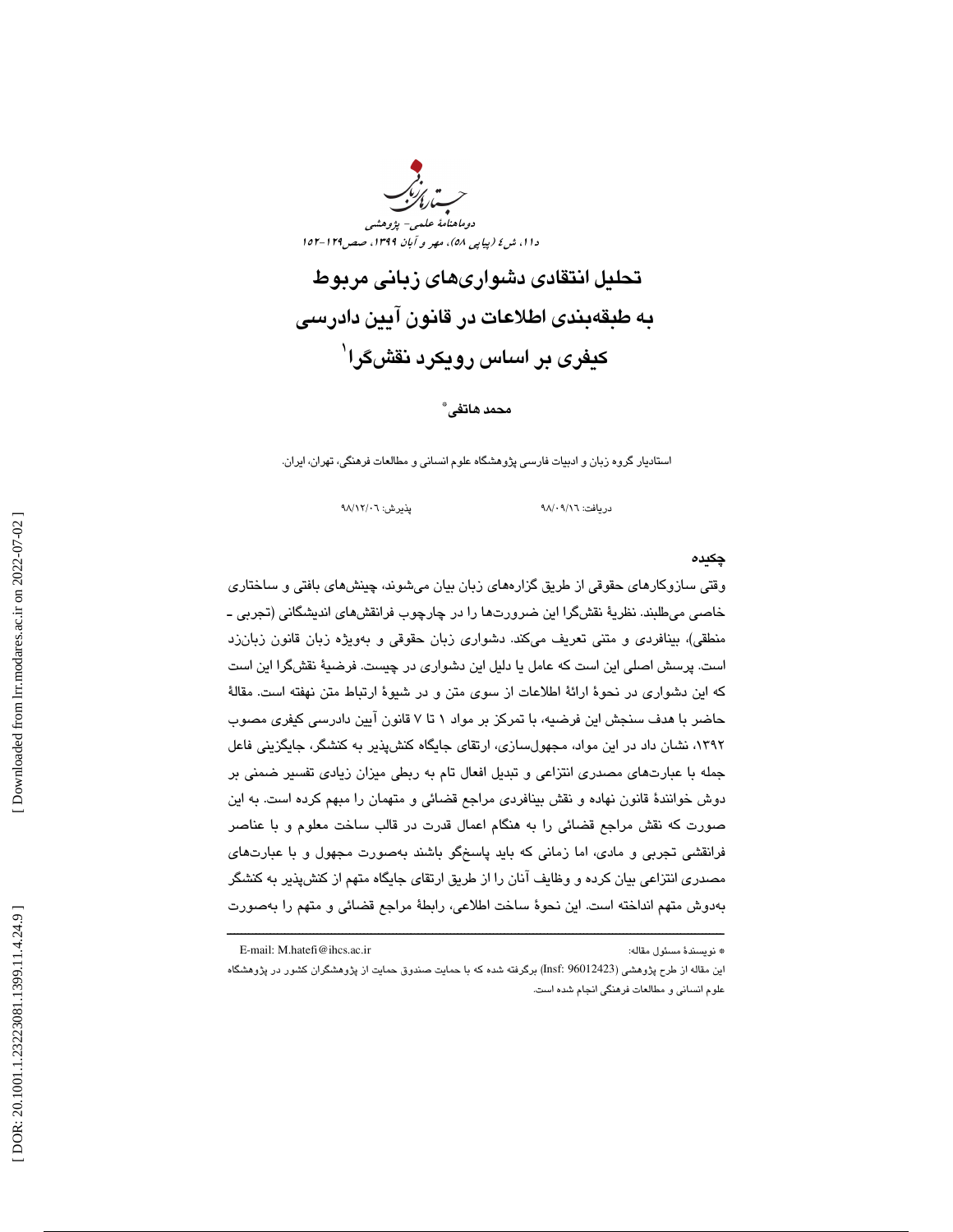# تحلیل انتقادی دشواری‌های زبانی مربوط به طبقه‌بندی اطلاعات در قانون آیین دادرسی کیفری بر اساس رویکرد نقش‌گرا[1]

**محمد هاتفی***

استادیار گروه زبان و ادبیات فارسی پژوهشگاه علوم انسانی و مطالعات فرهنگی، تهران، ایران.

دریافت: ۹۸/۰۹/۱۶ پذیرش: ۹۸/۱۲/۰۶

## چکیده

وقتی سازوکارهای حقوقی از طریق گزاره‌های زبان بیان می‌شوند، چینش‌های بافتی و ساختاری خاصی می‌طلبند. نظریهٔ نقش‌گرا این ضرورت‌ها را در چارچوب فرانقش‌های اندیشگانی (تجربی ـ منطقی)، بینافردی و متنی تعریف می‌کند. دشواری زبان حقوقی و به‌ویژه زبان قانون زبان‌زد است. پرسش اصلی این است که عامل یا دلیل این دشواری در چیست. فرضیهٔ نقش‌گرا این است که این دشواری در نحوهٔ ارائهٔ اطلاعات از سوی متن و در شیوهٔ ارتباط متن نهفته است. مقالهٔ حاضر با هدف سنجش این فرضیه، با تمرکز بر مواد ۱ تا ۷ قانون آیین دادرسی کیفری مصوب ۱۳۹۲، نشان داد در این مواد، مجهول‌سازی، ارتقای جایگاه کنش‌پذیر به کنشگر، جایگزینی فاعل جمله با عبارت‌های مصدری انتزاعی و تبدیل افعال تام به ربطی میزان زیادی تفسیر ضمنی بر دوش خوانندهٔ قانون نهاده و نقش بینافردی مراجع قضائی و متهمان را مبهم کرده است. به این صورت که نقش مراجع قضائی را به هنگام اعمال قدرت در قالب ساخت معلوم و با عناصر فرانقشی تجربی و مادی، اما زمانی که باید پاسخگو باشند به‌صورت مجهول و با عبارت‌های مصدری انتزاعی بیان کرده و وظایف آنان را از طریق ارتقای جایگاه متهم از کنش‌پذیر به کنشگر به‌دوش متهم انداخته است. این نحوهٔ ساخت اطلاعی، رابطهٔ مراجع قضائی و متهم را به‌صورت

---

* نویسندهٔ مسئول مقاله: E-mail: M.hatefi@ihcs.ac.ir

[1] این مقاله از طرح پژوهشی (Insf: 96012423) برگرفته شده که با حمایت صندوق حمایت از پژوهشگران کشور در پژوهشگاه علوم انسانی و مطالعات فرهنگی انجام شده است.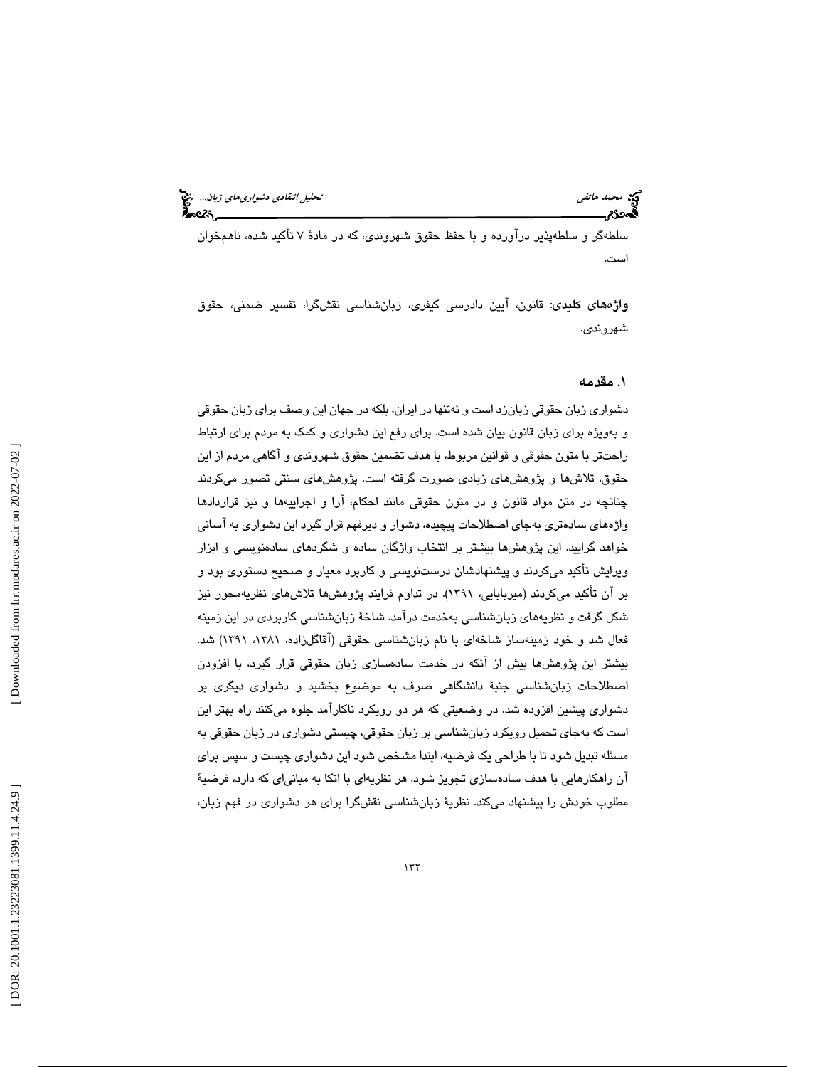سلطه‌گر و سلطه‌پذیر درآورده و با حفظ حقوق شهروندی، که در مادۀ ۷ تأکید شده، ناهمخوان است.

**واژه‌های کلیدی**: قانون، آیین دادرسی کیفری، زبان‌شناسی نقش‌گرا، تفسیر ضمنی، حقوق شهروندی.

## ۱. مقدمه

دشواری زبان حقوقی زبانزد است و نه‌تنها در ایران، بلکه در جهان این وصف برای زبان حقوقی و به‌ویژه برای زبان قانون بیان شده است. برای رفع این دشواری و کمک به مردم برای ارتباط راحت‌تر با متون حقوقی و قوانین مربوط، با هدف تضمین حقوق شهروندی و آگاهی مردم از این حقوق، تلاش‌ها و پژوهش‌های زیادی صورت گرفته است. پژوهش‌های سنتی تصور می‌کردند چنانچه در متن مواد قانون و در متون حقوقی مانند احکام، آرا و اجراییه‌ها و نیز قراردادها واژه‌های ساده‌تری به‌جای اصطلاحات پیچیده، دشوار و دیرفهم قرار گیرد این دشواری به آسانی خواهد گرایید. این پژوهش‌ها بیشتر بر انتخاب واژگان ساده و شگردهای ساده‌نویسی و ابزار ویرایش تأکید می‌کردند و پیشنهادشان درست‌نویسی و کاربرد معیار و صحیح دستوری بود و بر آن تأکید می‌کردند (میربابایی، ۱۳۹۱). در تداوم فرایند پژوهش‌ها تلاش‌های نظریه‌محور نیز شکل گرفت و نظریه‌های زبان‌شناسی به‌خدمت درآمد. شاخۀ زبان‌شناسی کاربردی در این زمینه فعال شد و خود زمینه‌ساز شاخه‌ای با نام زبان‌شناسی حقوقی (آقاگل‌زاده، ۱۳۸۱، ۱۳۹۱) شد. بیشتر این پژوهش‌ها بیش از آنکه در خدمت ساده‌سازی زبان حقوقی قرار گیرد، با افزودن اصطلاحات زبان‌شناسی جنبۀ دانشگاهی صرف به موضوع بخشید و دشواری دیگری بر دشواری پیشین افزوده شد. در وضعیتی که هر دو رویکرد ناکارآمد جلوه می‌کنند راه بهتر این است که به‌جای تحمیل رویکرد زبان‌شناسی بر زبان حقوقی، چیستی دشواری در زبان حقوقی به مسئله تبدیل شود تا با طراحی یک فرضیه، ابتدا مشخص شود این دشواری چیست و سپس برای آن راهکارهایی با هدف ساده‌سازی تجویز شود. هر نظریه‌ای با اتکا به مبانی‌ای که دارد، فرضیۀ مطلوب خودش را پیشنهاد می‌کند. نظریۀ زبان‌شناسی نقش‌گرا برای هر دشواری در فهم زبان،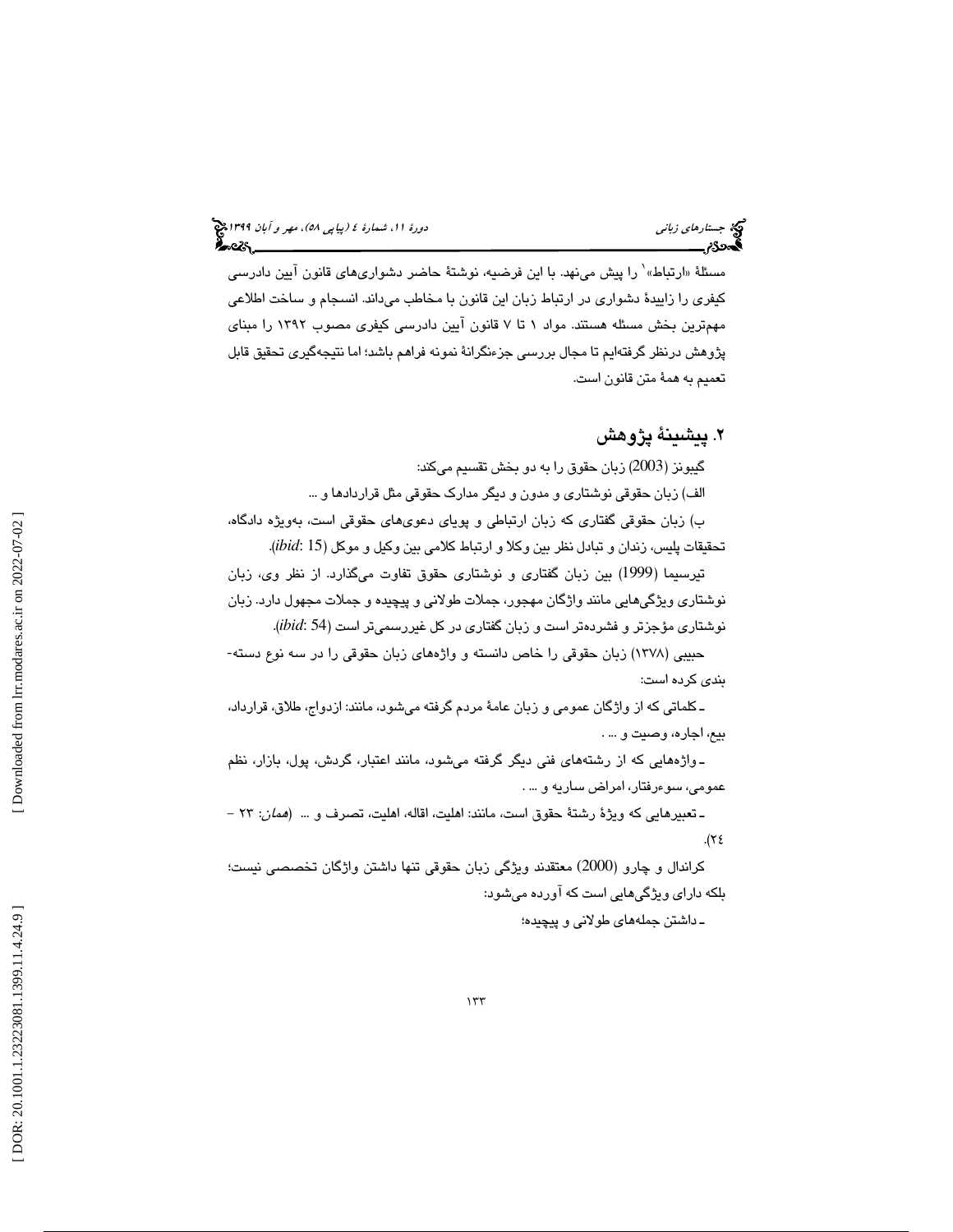مسئلهٔ «ارتباط»[1] را پیش می‌نهد. با این فرضیه، نوشتهٔ حاضر دشواری‌های قانون آیین دادرسی کیفری را زاییدهٔ دشواری در ارتباط زبان این قانون با مخاطب می‌داند. انسجام و ساخت اطلاعی مهم‌ترین بخش مسئله هستند. مواد ۱ تا ۷ قانون آیین دادرسی کیفری مصوب ۱۳۹۲ را مبنای پژوهش درنظر گرفته‌ایم تا مجال بررسی جزءنگرانهٔ نمونه فراهم باشد؛ اما نتیجه‌گیری تحقیق قابل تعمیم به همهٔ متن قانون است.

## ۲. پیشینهٔ پژوهش

گیبونز (2003) زبان حقوق را به دو بخش تقسیم می‌کند:

الف) زبان حقوقی نوشتاری و مدون و دیگر مدارک حقوقی مثل قراردادها و ...

ب) زبان حقوقی گفتاری که زبان ارتباطی و پویای دعوی‌های حقوقی است، به‌ویژه دادگاه، تحقیقات پلیس، زندان و تبادل نظر بین وکلا و ارتباط کلامی بین وکیل و موکل (*ibid*: 15).

تیرسیما (1999) بین زبان گفتاری و نوشتاری حقوق تفاوت می‌گذارد. از نظر وی، زبان نوشتاری ویژگی‌هایی مانند واژگان مهجور، جملات طولانی و پیچیده و جملات مجهول دارد. زبان نوشتاری مؤجزتر و فشرده‌تر است و زبان گفتاری در کل غیررسمی‌تر است (*ibid*: 54).

حبیبی (۱۳۷۸) زبان حقوقی را خاص دانسته و واژه‌های زبان حقوقی را در سه نوع دسته‌بندی کرده است:

ـ کلماتی که از واژگان عمومی و زبان عامهٔ مردم گرفته می‌شود، مانند: ازدواج، طلاق، قرارداد، بیع، اجاره، وصیت و ... .

ـ واژه‌هایی که از رشته‌های فنی دیگر گرفته می‌شود، مانند اعتبار، گردش، پول، بازار، نظم عمومی، سوءرفتار، امراض ساریه و ... .

ـ تعبیرهایی که ویژهٔ رشتهٔ حقوق است، مانند: اهلیت، اقاله، اهلیت، تصرف و ... (*همان*: ۲۳ – ۲۴).

کراندال و چارو (2000) معتقدند ویژگی زبان حقوقی تنها داشتن واژگان تخصصی نیست؛ بلکه دارای ویژگی‌هایی است که آورده می‌شود:

ـ داشتن جمله‌های طولانی و پیچیده؛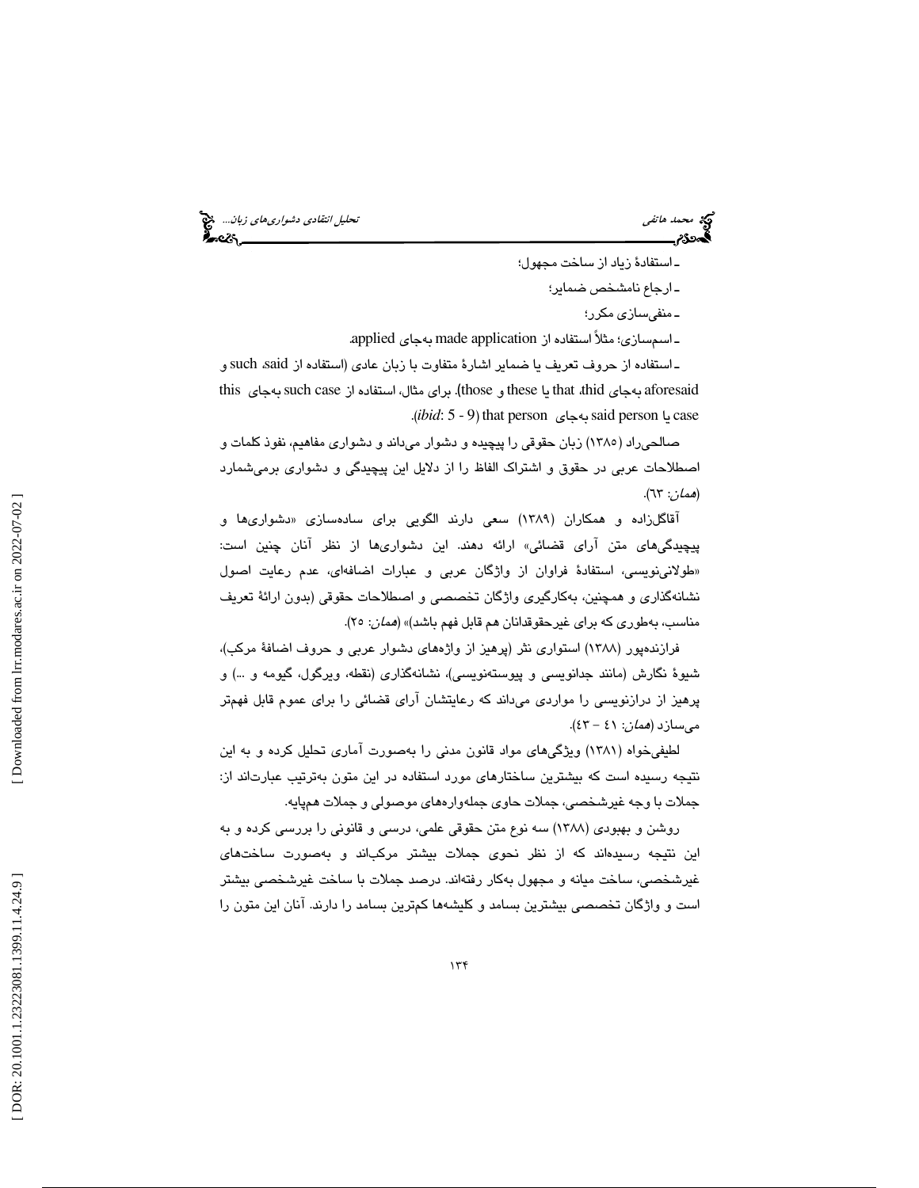ـ استفادهٔ زیاد از ساخت مجهول؛

ـ ارجاع نامشخص ضمایر؛

ـ منفی‌سازی مکرر؛

ـ اسم‌سازی؛ مثلاً استفاده از made application به‌جای applied.

ـ استفاده از حروف تعریف یا ضمایر اشارهٔ متفاوت با زبان عادی (استفاده از said، such و aforesaid به‌جای that، thid یا these و those). برای مثال، استفاده از such case به‌جای this case یا said person به‌جای that person (*ibid*: 5 - 9).

صالحی‌راد (۱۳۸۵) زبان حقوقی را پیچیده و دشوار می‌داند و دشواری مفاهیم، نفوذ کلمات و اصطلاحات عربی در حقوق و اشتراک الفاظ را از دلایل این پیچیدگی و دشواری برمی‌شمارد (*همان*: ٦٣).

آقاگل‌زاده و همکاران (۱۳۸۹) سعی دارند الگویی برای ساده‌سازی «دشواری‌ها و پیچیدگی‌های متن آرای قضائی» ارائه دهند. این دشواری‌ها از نظر آنان چنین است: «طولانی‌نویسی، استفادهٔ فراوان از واژگان عربی و عبارات اضافه‌ای، عدم رعایت اصول نشانه‌گذاری و همچنین، به‌کارگیری واژگان تخصصی و اصطلاحات حقوقی (بدون ارائهٔ تعریف مناسب، به‌طوری که برای غیرحقوقدانان هم قابل فهم باشد)» (*همان*: ٢٥).

فرازنده‌پور (۱۳۸۸) استواری نثر (پرهیز از واژه‌های دشوار عربی و حروف اضافهٔ مرکب)، شیوهٔ نگارش (مانند جدانویسی و پیوسته‌نویسی)، نشانه‌گذاری (نقطه، ویرگول، گیومه و ...) و پرهیز از درازنویسی را مواردی می‌داند که رعایتشان آرای قضائی را برای عموم قابل فهم‌تر می‌سازد (*همان*: ٤١ – ٤٣).

لطیفی‌خواه (۱۳۸۱) ویژگی‌های مواد قانون مدنی را به‌صورت آماری تحلیل کرده و به این نتیجه رسیده است که بیشترین ساختارهای مورد استفاده در این متون به‌ترتیب عبارت‌اند از: جملات با وجه غیرشخصی، جملات حاوی جمله‌واره‌های موصولی و جملات هم‌پایه.

روشن و بهبودی (۱۳۸۸) سه نوع متن حقوقی علمی، درسی و قانونی را بررسی کرده و به این نتیجه رسیده‌اند که از نظر نحوی جملات بیشتر مرکب‌اند و به‌صورت ساخت‌های غیرشخصی، ساخت میانه و مجهول به‌کار رفته‌اند. درصد جملات با ساخت غیرشخصی بیشتر است و واژگان تخصصی بیشترین بسامد و کلیشه‌ها کم‌ترین بسامد را دارند. آنان این متون را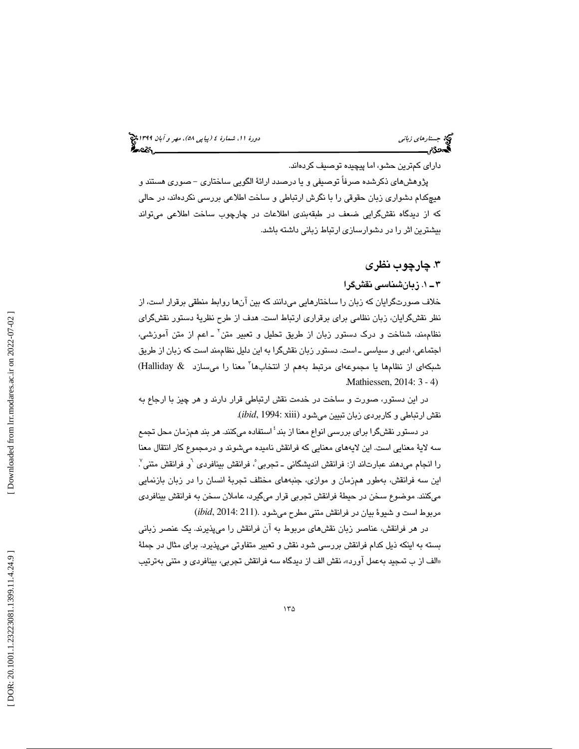دارای کم‌ترین حشو، اما پیچیده توصیف کرده‌اند.

پژوهش‌های ذکرشده صرفاً توصیفی و یا درصدد ارائهٔ الگویی ساختاری ـ صوری هستند و هیچ‌کدام دشواری زبان حقوقی را با نگرش ارتباطی و ساخت اطلاعی بررسی نکرده‌اند، در حالی که از دیدگاه نقش‌گرایی ضعف در طبقه‌بندی اطلاعات در چارچوب ساخت اطلاعی می‌تواند بیشترین اثر را در دشوارسازی ارتباط زبانی داشته باشد.

## ۳. چارچوب نظری

### ۳ـ ۱. زبان‌شناسی نقش‌گرا

خلاف صورت‌گرایان که زبان را ساختارهایی می‌دانند که بین آن‌ها روابط منطقی برقرار است، از نظر نقش‌گرایان، زبان نظامی برای برقراری ارتباط است. هدف از طرح نظریهٔ دستور نقش‌گرای نظام‌مند، شناخت و درک دستور زبان از طریق تحلیل و تعبیر متن[۲] ـ اعم از متن آموزشی، اجتماعی، ادبی و سیاسی ـ است. دستور زبان نقش‌گرا به این دلیل نظام‌مند است که زبان از طریق شبکه‌ای از نظام‌ها یا مجموعه‌ای مرتبط به‌هم از انتخاب‌ها[۳] معنا را می‌سازد (Halliday & Mathiessen, 2014: 3 - 4).

در این دستور، صورت و ساخت در خدمت نقش ارتباطی قرار دارند و هر چیز با ارجاع به نقش ارتباطی و کاربردی زبان تبیین می‌شود (*ibid*, 1994: xiii).

در دستور نقش‌گرا برای بررسی انواع معنا از بند[۴] استفاده می‌کنند. هر بند هم‌زمان محل تجمع سه لایهٔ معنایی است. این لایه‌های معنایی که فرانقش نامیده می‌شوند و درمجموع کار انتقال معنا را انجام می‌دهند عبارت‌اند از: فرانقش اندیشگانی ـ تجربی[۵]، فرانقش بینافردی[۶] و فرانقش متنی[۷]. این سه فرانقش، به‌طور هم‌زمان و موازی، جنبه‌های مختلف تجربهٔ انسان را در زبان بازنمایی می‌کنند. موضوع سخن در حیطهٔ فرانقش تجربی قرار می‌گیرد، عاملان سخن به فرانقش بینافردی مربوط است و شیوهٔ بیان در فرانقش متنی مطرح می‌شود (*ibid*, 2014: 211).

در هر فرانقش، عناصر زبان نقش‌های مربوط به آن فرانقش را می‌پذیرند. یک عنصر زبانی بسته به اینکه ذیل کدام فرانقش بررسی شود نقش و تعبیر متفاوتی می‌پذیرد. برای مثال در جملهٔ «الف از ب تمجید به‌عمل آورد»، نقش الف از دیدگاه سه فرانقش تجربی، بینافردی و متنی به‌ترتیب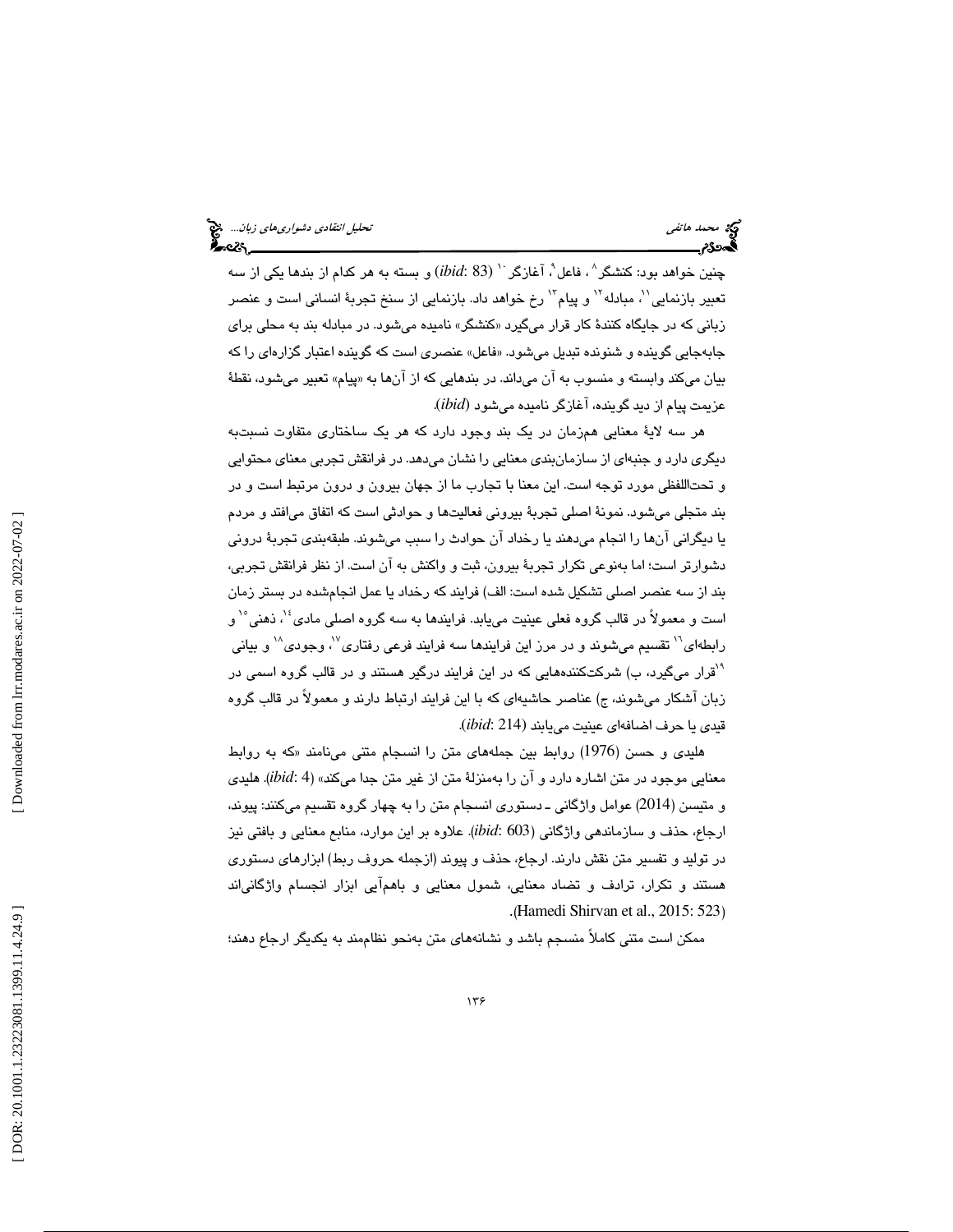چنین خواهد بود: کنشگر[8]، فاعل[9]، آغازگر[10] (ibid: 83) و بسته به هر کدام از بندها یکی از سه تعبیر بازنمایی[11]، مبادله[12] و پیام[13] رخ خواهد داد. بازنمایی از سنخ تجربهٔ انسانی است و عنصر زبانی که در جایگاه کنندهٔ کار قرار می‌گیرد «کنشگر» نامیده می‌شود. در مبادله بند به محلی برای جابه‌جایی گوینده و شنونده تبدیل می‌شود. «فاعل» عنصری است که گوینده اعتبار گزاره‌ای را که بیان می‌کند وابسته و منسوب به آن می‌داند. در بندهایی که از آن‌ها به «پیام» تعبیر می‌شود، نقطهٔ عزیمت پیام از دید گوینده، آغازگر نامیده می‌شود (ibid).

هر سه لایهٔ معنایی هم‌زمان در یک بند وجود دارد که هر یک ساختاری متفاوت نسبت‌به دیگری دارد و جنبه‌ای از سازمان‌بندی معنایی را نشان می‌دهد. در فرانقش تجربی معنای محتوایی و تحت‌اللفظی مورد توجه است. این معنا با تجارب ما از جهان بیرون و درون مرتبط است و در بند متجلی می‌شود. نمونهٔ اصلی تجربهٔ بیرونی فعالیت‌ها و حوادثی است که اتفاق می‌افتد و مردم یا دیگرانی آن‌ها را انجام می‌دهند یا رخداد آن حوادث را سبب می‌شوند. طبقه‌بندی تجربهٔ درونی دشوارتر است؛ اما به‌نوعی تکرار تجربهٔ بیرون، ثبت و واکنش به آن است. از نظر فرانقش تجربی، بند از سه عنصر اصلی تشکیل شده است: الف) فرایند که رخداد یا عمل انجام‌شده در بستر زمان است و معمولاً در قالب گروه فعلی عینیت می‌یابد. فرایندها به سه گروه اصلی مادی[14]، ذهنی[15] و رابطه‌ای[16] تقسیم می‌شوند و در مرز این فرایندها سه فرایند فرعی رفتاری[17]، وجودی[18] و بیانی[19] قرار می‌گیرد، ب) شرکت‌کننده‌هایی که در این فرایند درگیر هستند و در قالب گروه اسمی در زبان آشکار می‌شوند، ج) عناصر حاشیه‌ای که با این فرایند ارتباط دارند و معمولاً در قالب گروه قیدی یا حرف اضافه‌ای عینیت می‌یابند (ibid: 214).

هلیدی و حسن (1976) روابط بین جمله‌های متن را انسجام متنی می‌نامند «که به روابط معنایی موجود در متن اشاره دارد و آن را به‌منزلهٔ متن از غیر متن جدا می‌کند» (ibid: 4). هلیدی و متیسن (2014) عوامل واژگانی ـ دستوری انسجام متن را به چهار گروه تقسیم می‌کنند: پیوند، ارجاع، حذف و سازماندهی واژگانی (ibid: 603). علاوه بر این موارد، منابع معنایی و بافتی نیز در تولید و تفسیر متن نقش دارند. ارجاع، حذف و پیوند (ازجمله حروف ربط) ابزارهای دستوری هستند و تکرار، ترادف و تضاد معنایی، شمول معنایی و باهم‌آیی ابزار انجسام واژگانی‌اند (Hamedi Shirvan et al., 2015: 523).

ممکن است متنی کاملاً منسجم باشد و نشانه‌های متن به‌نحو نظام‌مند به یکدیگر ارجاع دهند؛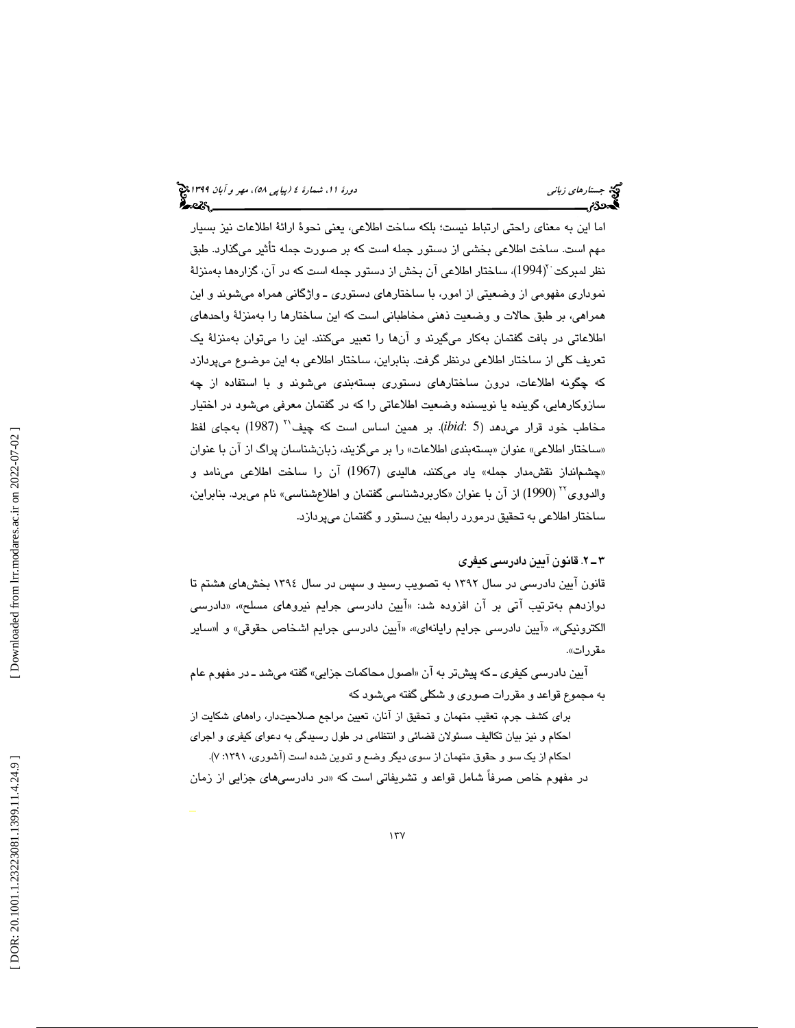اما این به معنای راحتی ارتباط نیست؛ بلکه ساخت اطلاعی، یعنی نحوهٔ ارائهٔ اطلاعات نیز بسیار مهم است. ساخت اطلاعی بخشی از دستور جمله است که بر صورت جمله تأثیر می‌گذارد. طبق نظر لمبرکت[20] (1994)، ساختار اطلاعی آن بخش از دستور جمله است که در آن، گزاره‌ها به‌منزلهٔ نموداری مفهومی از وضعیتی از امور، با ساختارهای دستوری ـ واژگانی همراه می‌شوند و این همراهی، بر طبق حالات و وضعیت ذهنی مخاطبان است که این ساختارها را به‌منزلهٔ واحدهای اطلاعاتی در بافت گفتمان به‌کار می‌گیرند و آن‌ها را تعبیر می‌کنند. این را می‌توان به‌منزلهٔ یک تعریف کلی از ساختار اطلاعی درنظر گرفت. بنابراین، ساختار اطلاعی به این موضوع می‌پردازد که چگونه اطلاعات، درون ساختارهای دستوری بسته‌بندی می‌شوند و با استفاده از چه سازوکارهایی، گوینده یا نویسنده وضعیت اطلاعاتی را که در گفتمان معرفی می‌شود در اختیار مخاطب خود قرار می‌دهد (*ibid*: 5). بر همین اساس است که چیف[21] (1987) به‌جای لفظ «ساختار اطلاعی» عنوان «بسته‌بندی اطلاعات» را بر می‌گزیند، زبان‌شناسان پراگ از آن با عنوان «چشم‌انداز نقش‌مدار جمله» یاد می‌کنند، هالیدی (1967) آن را ساخت اطلاعی می‌نامد و والدووی[22] (1990) از آن با عنوان «کاربردشناسی گفتمان و اطلاع‌شناسی» نام می‌برد. بنابراین، ساختار اطلاعی به تحقیق درمورد رابطه بین دستور و گفتمان می‌پردازد.

### ۳ ـ ۲. قانون آیین دادرسی کیفری

قانون آیین دادرسی در سال ۱۳۹۲ به تصویب رسید و سپس در سال ۱۳۹٤ بخش‌های هشتم تا دوازدهم به‌ترتیب آتی بر آن افزوده شد: «آیین دادرسی جرایم نیروهای مسلح»، «دادرسی الکترونیکی»، «آیین دادرسی جرایم رایانه‌ای»، «آیین دادرسی جرایم اشخاص حقوقی» و «سایر مقررات».

آیین دادرسی کیفری ـ که پیش‌تر به آن «اصول محاکمات جزایی» گفته می‌شد ـ در مفهوم عام به مجموع قواعد و مقررات صوری و شکلی گفته می‌شود که

> برای کشف جرم، تعقیب متهمان و تحقیق از آنان، تعیین مراجع صلاحیت‌دار، راه‌های شکایت از احکام و نیز بیان تکالیف مسئولان قضائی و انتظامی در طول رسیدگی به دعوای کیفری و اجرای احکام از یک سو و حقوق متهمان از سوی دیگر وضع و تدوین شده است (آشوری، ۱۳۹۱: ۷).

در مفهوم خاص صرفاً شامل قواعد و تشریفاتی است که «در دادرسی‌های جزایی از زمان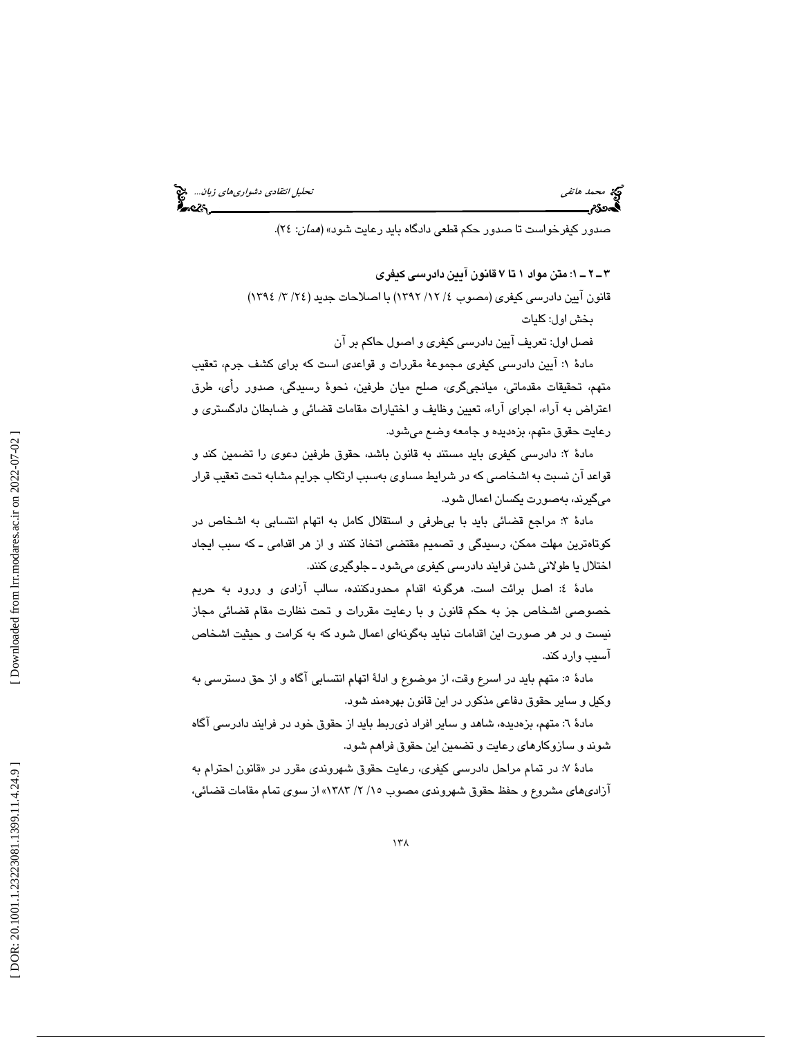صدور کیفرخواست تا صدور حکم قطعی دادگاه باید رعایت شود» (*همان*: ٢٤).

### ٣ـ ٢ ـ ١: متن مواد ١ تا ٧ قانون آیین دادرسی کیفری

قانون آیین دادرسی کیفری (مصوب ٤/ ١٢/ ١٣٩٢) با اصلاحات جدید (٢٤/ ٣/ ١٣٩٤)

بخش اول: کلیات

فصل اول: تعریف آیین دادرسی کیفری و اصول حاکم بر آن

مادهٔ ١: آیین دادرسی کیفری مجموعهٔ مقررات و قواعدی است که برای کشف جرم، تعقیب متهم، تحقیقات مقدماتی، میانجی‌گری، صلح میان طرفین، نحوهٔ رسیدگی، صدور رأی، طرق اعتراض به آراء، اجرای آراء، تعیین وظایف و اختیارات مقامات قضائی و ضابطان دادگستری و رعایت حقوق متهم، بزه‌دیده و جامعه وضع می‌شود.

مادهٔ ٢: دادرسی کیفری باید مستند به قانون باشد، حقوق طرفین دعوی را تضمین کند و قواعد آن نسبت به اشخاصی که در شرایط مساوی به‌سبب ارتکاب جرایم مشابه تحت تعقیب قرار می‌گیرند، به‌صورت یکسان اعمال شود.

مادهٔ ٣: مراجع قضائی باید با بی‌طرفی و استقلال کامل به اتهام انتسابی به اشخاص در کوتاه‌ترین مهلت ممکن، رسیدگی و تصمیم مقتضی اتخاذ کنند و از هر اقدامی ـ که سبب ایجاد اختلال یا طولانی شدن فرایند دادرسی کیفری می‌شود ـ جلوگیری کنند.

مادهٔ ٤: اصل برائت است. هرگونه اقدام محدودکننده، سالب آزادی و ورود به حریم خصوصی اشخاص جز به حکم قانون و با رعایت مقررات و تحت نظارت مقام قضائی مجاز نیست و در هر صورت این اقدامات نباید به‌گونه‌ای اعمال شود که به کرامت و حیثیت اشخاص آسیب وارد کند.

مادهٔ ٥: متهم باید در اسرع وقت، از موضوع و ادلهٔ اتهام انتسابی آگاه و از حق دسترسی به وکیل و سایر حقوق دفاعی مذکور در این قانون بهره‌مند شود.

مادهٔ ٦: متهم، بزه‌دیده، شاهد و سایر افراد ذی‌ربط باید از حقوق خود در فرایند دادرسی آگاه شوند و سازوکارهای رعایت و تضمین این حقوق فراهم شود.

مادهٔ ٧: در تمام مراحل دادرسی کیفری، رعایت حقوق شهروندی مقرر در «قانون احترام به آزادی‌های مشروع و حفظ حقوق شهروندی مصوب ١٥/ ٢/ ١٣٨٣» از سوی تمام مقامات قضائی،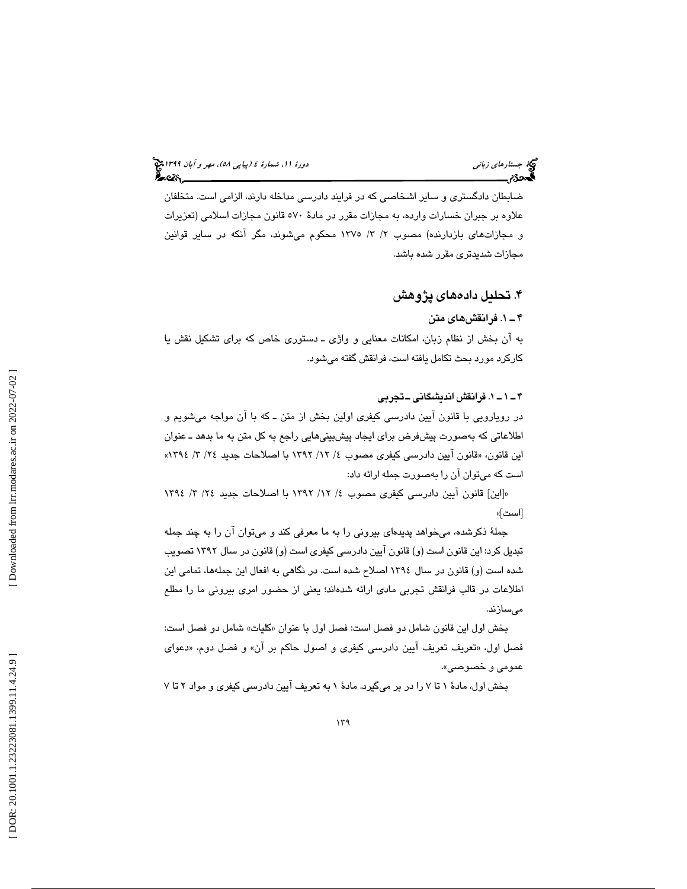ضابطان دادگستری و سایر اشخاصی که در فرایند دادرسی مداخله دارند، الزامی است. متخلفان علاوه بر جبران خسارات وارده، به مجازات مقرر در مادهٔ ۵۷۰ قانون مجازات اسلامی (تعزیرات و مجازات‌های بازدارنده) مصوب ۲/ ۳/ ۱۳۷۵ محکوم می‌شوند، مگر آنکه در سایر قوانین مجازات شدیدتری مقرر شده باشد.

## ۴. تحلیل داده‌های پژوهش

### ۴ ـ ۱. فرانقش‌های متن

به آن بخش از نظام زبان، امکانات معنایی و واژی ـ دستوری خاص که برای تشکیل نقش یا کارکرد مورد بحث تکامل یافته است، فرانقش گفته می‌شود.

#### ۴ ـ ۱ ـ ۱. فرانقش اندیشگانی ـ تجربی

در رویارویی با قانون آیین دادرسی کیفری اولین بخش از متن ـ که با آن مواجه می‌شویم و اطلاعاتی که به‌صورت پیش‌فرض برای ایجاد پیش‌بینی‌هایی راجع به کل متن به ما بدهد ـ عنوان این قانون، «قانون آیین دادرسی کیفری مصوب ٤/ ١٢/ ١٣٩٢ با اصلاحات جدید ٢٤/ ٣/ ١٣٩٤» است که می‌توان آن را به‌صورت جمله ارائه داد:

«[این] قانون آیین دادرسی کیفری مصوب ٤/ ١٢/ ١٣٩٢ با اصلاحات جدید ٢٤/ ٣/ ١٣٩٤ [است]»

جملهٔ ذکرشده، می‌خواهد پدیده‌ای بیرونی را به ما معرفی کند و می‌توان آن را به چند جمله تبدیل کرد: این قانون است (و) قانون آیین دادرسی کیفری است (و) قانون در سال ١٣٩٢ تصویب شده است (و) قانون در سال ١٣٩٤ اصلاح شده است. در نگاهی به افعال این جمله‌ها، تمامی این اطلاعات در قالب فرانقش تجربی مادی ارائه شده‌اند؛ یعنی از حضور امری بیرونی ما را مطلع می‌سازند.

بخش اول این قانون شامل دو فصل است: فصل اول با عنوان «کلیات» شامل دو فصل است: فصل اول، «تعریف تعریف آیین دادرسی کیفری و اصول حاکم بر آن» و فصل دوم، «دعوای عمومی و خصوصی».

بخش اول، مادهٔ ۱ تا ۷ را در بر می‌گیرد. مادهٔ ۱ به تعریف آیین دادرسی کیفری و مواد ۲ تا ۷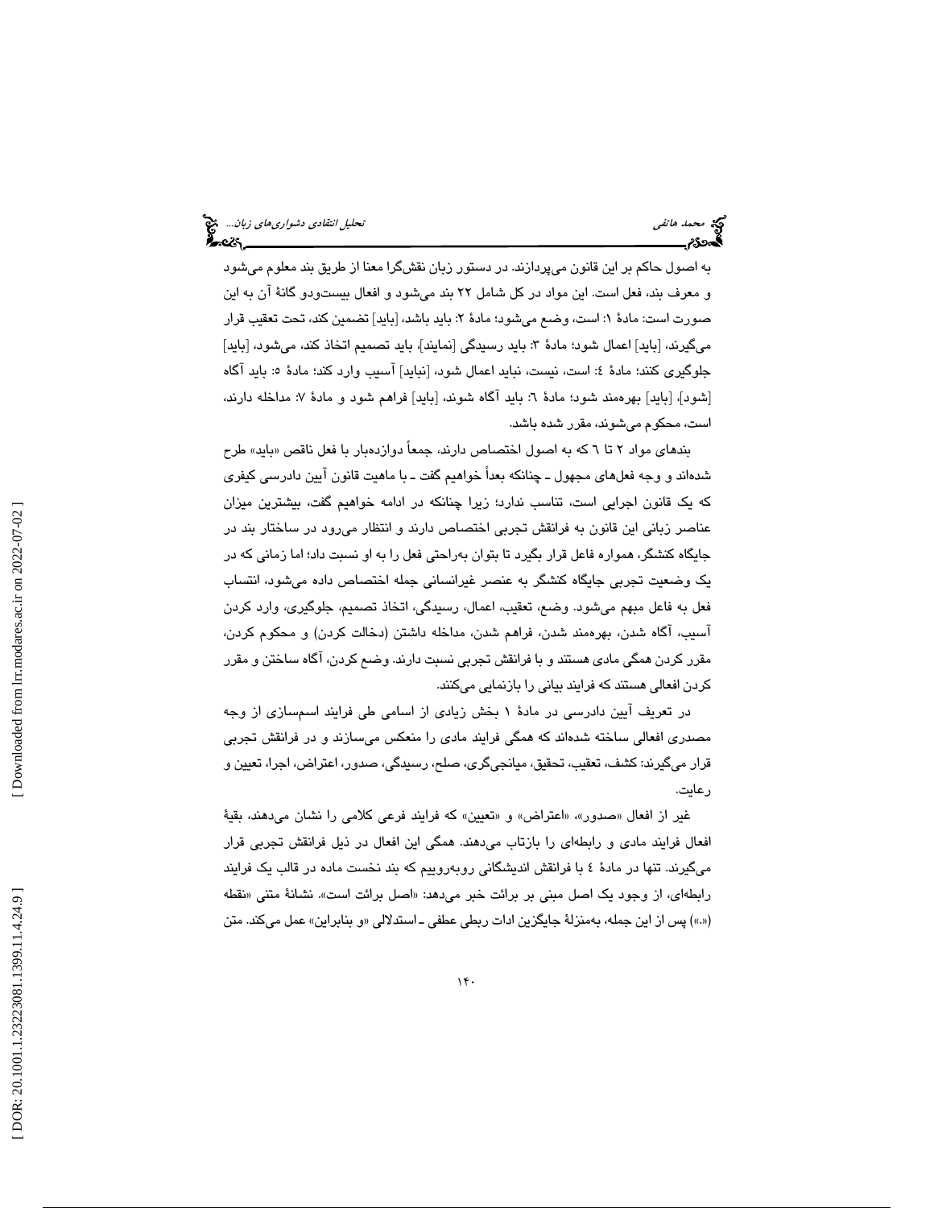به اصول حاکم بر این قانون می‌پردازند. در دستور زبان نقش‌گرا معنا از طریق بند معلوم می‌شود و معرف بند، فعل است. این مواد در کل شامل ۲۲ بند می‌شود و افعال بیست‌ودو گانهٔ آن به این صورت است: مادهٔ ۱: است، وضع می‌شود؛ مادهٔ ۲: باید باشد، [باید] تضمین کند، تحت تعقیب قرار می‌گیرند، [باید] اعمال شود؛ مادهٔ ۳: باید رسیدگی [نمایند]، باید تصمیم اتخاذ کند، می‌شود، [باید] جلوگیری کنند؛ مادهٔ ٤: است، نیست، نباید اعمال شود، [نباید] آسیب وارد کند؛ مادهٔ ٥: باید آگاه [شود]، [باید] بهره‌مند شود؛ مادهٔ ٦: باید آگاه شوند، [باید] فراهم شود و مادهٔ ٧: مداخله دارند، است، محکوم می‌شوند، مقرر شده باشد.

بندهای مواد ۲ تا ٦ که به اصول اختصاص دارند، جمعاً دوازده‌بار با فعل ناقص «باید» طرح شده‌اند و وجه فعل‌های مجهول ـ چنانکه بعداً خواهیم گفت ـ با ماهیت قانون آیین دادرسی کیفری که یک قانون اجرایی است، تناسب ندارد؛ زیرا چنانکه در ادامه خواهیم گفت، بیشترین میزان عناصر زبانی این قانون به فرانقش تجربی اختصاص دارند و انتظار می‌رود در ساختار بند در جایگاه کنشگر، همواره فاعل قرار بگیرد تا بتوان به‌راحتی فعل را به او نسبت داد؛ اما زمانی که در یک وضعیت تجربی جایگاه کنشگر به عنصر غیرانسانی جمله اختصاص داده می‌شود، انتساب فعل به فاعل مبهم می‌شود. وضع، تعقیب، اعمال، رسیدگی، اتخاذ تصمیم، جلوگیری، وارد کردن آسیب، آگاه شدن، بهره‌مند شدن، فراهم شدن، مداخله داشتن (دخالت کردن) و محکوم کردن، مقرر کردن همگی مادی هستند و با فرانقش تجربی نسبت دارند. وضع کردن، آگاه ساختن و مقرر کردن افعالی هستند که فرایند بیانی را بازنمایی می‌کنند.

در تعریف آیین دادرسی در مادهٔ ۱ بخش زیادی از اسامی طی فرایند اسم‌سازی از وجه مصدری افعالی ساخته شده‌اند که همگی فرایند مادی را منعکس می‌سازند و در فرانقش تجربی قرار می‌گیرند: کشف، تعقیب، تحقیق، میانجی‌گری، صلح، رسیدگی، صدور، اعتراض، اجرا، تعیین و رعایت.

غیر از افعال «صدور»، «اعتراض» و «تعیین» که فرایند فرعی کلامی را نشان می‌دهند، بقیهٔ افعال فرایند مادی و رابطه‌ای را بازتاب می‌دهند. همگی این افعال در ذیل فرانقش تجربی قرار می‌گیرند. تنها در مادهٔ ٤ با فرانقش اندیشگانی روبه‌روییم که بند نخست ماده در قالب یک فرایند رابطه‌ای، از وجود یک اصل مبنی بر برائت خبر می‌دهد: «اصل برائت است». نشانهٔ متنی «نقطه («.») پس از این جمله، به‌منزلهٔ جایگزین ادات ربطی عطفی ـ استدلالی «و بنابراین» عمل می‌کند. متن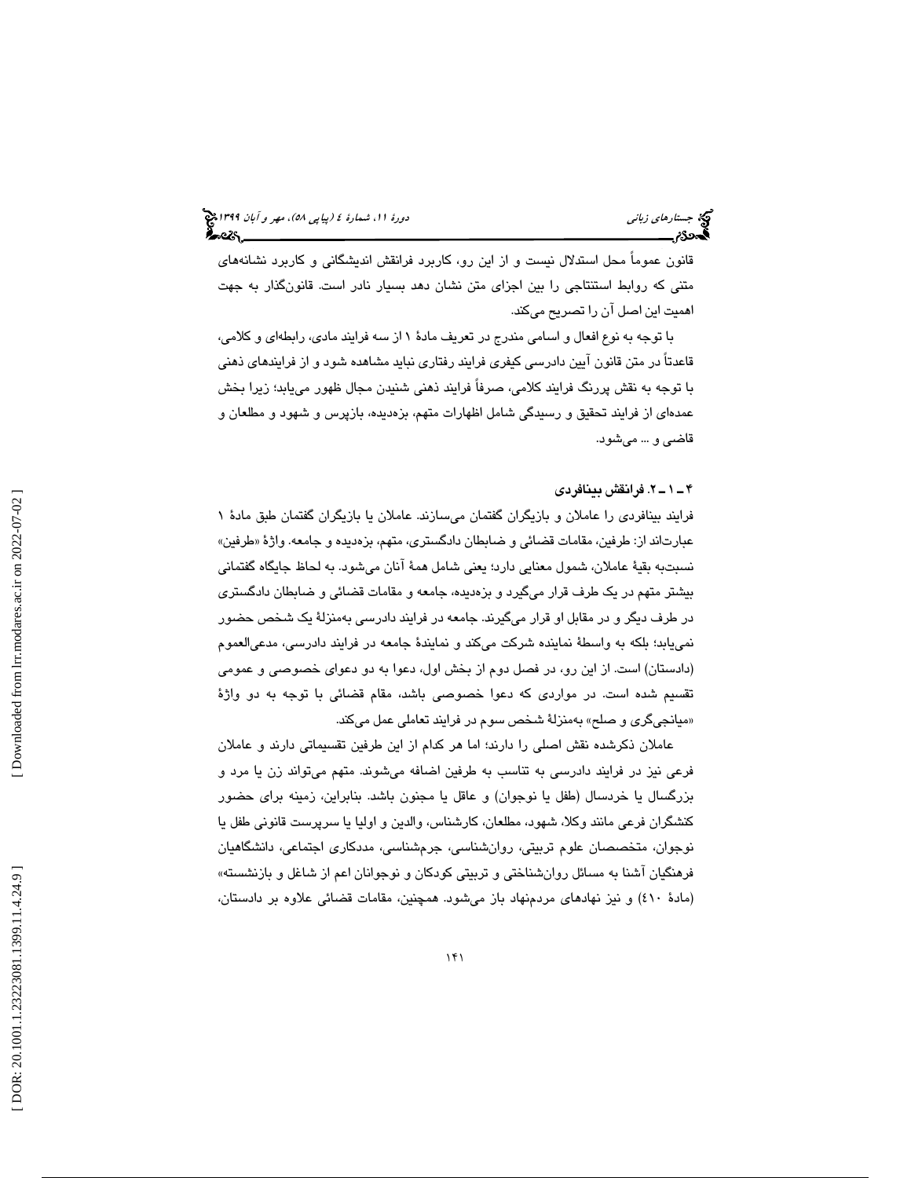قانون عموماً محل استدلال نیست و از این رو، کاربرد فرانقش اندیشگانی و کاربرد نشانه‌های متنی که روابط استنتاجی را بین اجزای متن نشان دهد بسیار نادر است. قانون‌گذار به جهت اهمیت این اصل آن را تصریح می‌کند.

با توجه به نوع افعال و اسامی مندرج در تعریف مادهٔ ۱ از سه فرایند مادی، رابطه‌ای و کلامی، قاعدتاً در متن قانون آیین دادرسی کیفری فرایند رفتاری نباید مشاهده شود و از فرایندهای ذهنی با توجه به نقش پررنگ فرایند کلامی، صرفاً فرایند ذهنی شنیدن مجال ظهور می‌یابد؛ زیرا بخش عمده‌ای از فرایند تحقیق و رسیدگی شامل اظهارات متهم، بزه‌دیده، بازپرس و شهود و مطلعان و قاضی و ... می‌شود.

### ۴ ـ ۱ ـ ۲. فرانقش بینافردی

فرایند بینافردی را عاملان و بازیگران گفتمان می‌سازند. عاملان یا بازیگران گفتمان طبق مادهٔ ۱ عبارت‌اند از: طرفین، مقامات قضائی و ضابطان دادگستری، متهم، بزه‌دیده و جامعه. واژهٔ «طرفین» نسبت‌به بقیهٔ عاملان، شمول معنایی دارد؛ یعنی شامل همهٔ آنان می‌شود. به لحاظ جایگاه گفتمانی بیشتر متهم در یک طرف قرار می‌گیرد و بزه‌دیده، جامعه و مقامات قضائی و ضابطان دادگستری در طرف دیگر و در مقابل او قرار می‌گیرند. جامعه در فرایند دادرسی به‌منزلهٔ یک شخص حضور نمی‌یابد؛ بلکه به واسطهٔ نماینده شرکت می‌کند و نمایندهٔ جامعه در فرایند دادرسی، مدعی‌العموم (دادستان) است. از این رو، در فصل دوم از بخش اول، دعوا به دو دعوای خصوصی و عمومی تقسیم شده است. در مواردی که دعوا خصوصی باشد، مقام قضائی با توجه به دو واژهٔ «میانجی‌گری و صلح» به‌منزلهٔ شخص سوم در فرایند تعاملی عمل می‌کند.

عاملان ذکرشده نقش اصلی را دارند؛ اما هر کدام از این طرفین تقسیماتی دارند و عاملان فرعی نیز در فرایند دادرسی به تناسب به طرفین اضافه می‌شوند. متهم می‌تواند زن یا مرد و بزرگسال یا خردسال (طفل یا نوجوان) و عاقل یا مجنون باشد. بنابراین، زمینه برای حضور کنشگران فرعی مانند وکلا، شهود، مطلعان، کارشناس، والدین و اولیا یا سرپرست قانونی طفل یا نوجوان، متخصصان علوم تربیتی، روان‌شناسی، جرم‌شناسی، مددکاری اجتماعی، دانشگاهیان فرهنگیان آشنا به مسائل روان‌شناختی و تربیتی کودکان و نوجوانان اعم از شاغل و بازنشسته» (مادهٔ ۴۱۰) و نیز نهادهای مردم‌نهاد باز می‌شود. همچنین، مقامات قضائی علاوه بر دادستان،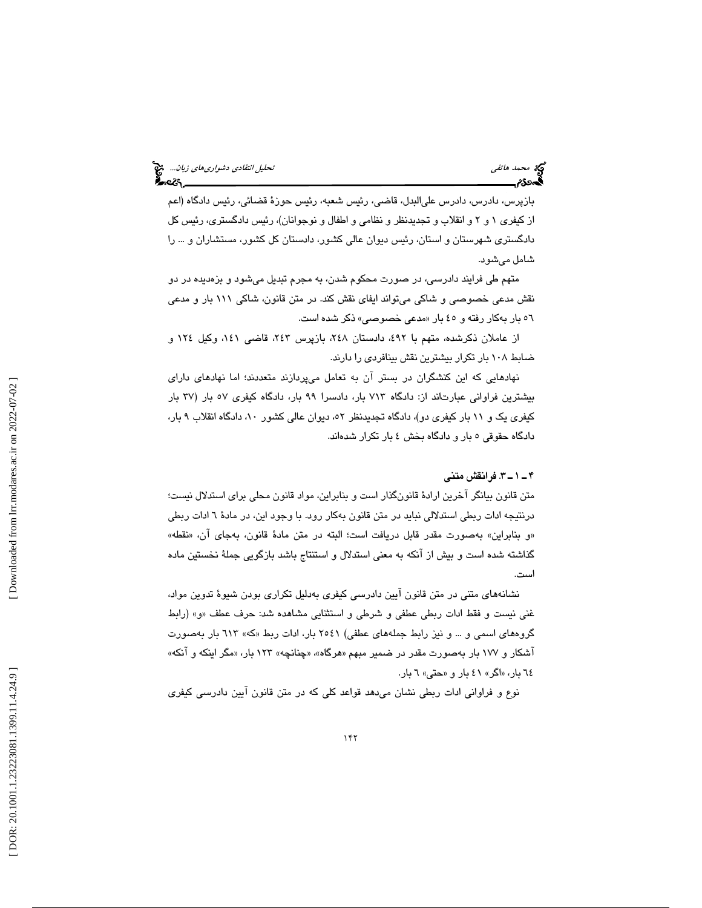بازپرس، دادرس، دادرس علی‌البدل، قاضی، رئیس شعبه، رئیس حوزهٔ قضائی، رئیس دادگاه (اعم از کیفری ۱ و ۲ و انقلاب و تجدیدنظر و نظامی و اطفال و نوجوانان)، رئیس دادگستری، رئیس کل دادگستری شهرستان و استان، رئیس دیوان عالی کشور، دادستان کل کشور، مستشاران و ... را شامل می‌شود.

متهم طی فرایند دادرسی، در صورت محکوم شدن، به مجرم تبدیل می‌شود و بزه‌دیده در دو نقش مدعی خصوصی و شاکی می‌تواند ایفای نقش کند. در متن قانون، شاکی ۱۱۱ بار و مدعی ٥٦ بار به‌کار رفته و ٤٥ بار «مدعی خصوصی» ذکر شده است.

از عاملان ذکرشده، متهم با ٤٩٢، دادستان ٢٤٨، بازپرس ٢٤٣، قاضی ١٤١، وکیل ١٢٤ و ضابط ١٠٨ بار تکرار بیشترین نقش بینافردی را دارند.

نهادهایی که این کنشگران در بستر آن به تعامل می‌پردازند متعددند؛ اما نهادهای دارای بیشترین فراوانی عبارت‌اند از: دادگاه ٧١٣ بار، دادسرا ٩٩ بار، دادگاه کیفری ٥٧ بار (٣٧ بار کیفری یک و ١١ بار کیفری دو)، دادگاه تجدیدنظر ٥٢، دیوان عالی کشور ١٠، دادگاه انقلاب ٩ بار، دادگاه حقوقی ٥ بار و دادگاه بخش ٤ بار تکرار شده‌اند.

### ۴ـ ۱ ـ ۳. فرانقش متنی

متن قانون بیانگر آخرین ارادهٔ قانون‌گذار است و بنابراین، مواد قانون محلی برای استدلال نیست؛ درنتیجه ادات ربطی استدلالی نباید در متن قانون به‌کار رود. با وجود این، در مادهٔ ٦ ادات ربطی «و بنابراین» به‌صورت مقدر قابل دریافت است؛ البته در متن مادهٔ قانون، به‌جای آن، «نقطه» گذاشته شده است و بیش از آنکه به معنی استدلال و استنتاج باشد بازگویی جملهٔ نخستین ماده است.

نشانه‌های متنی در متن قانون آیین دادرسی کیفری به‌دلیل تکراری بودن شیوهٔ تدوین مواد، غنی نیست و فقط ادات ربطی عطفی و شرطی و استثنایی مشاهده شد: حرف عطف «و» (رابط گروه‌های اسمی و ... و نیز رابط جمله‌های عطفی) ٢٥٤١ بار، ادات ربط «که» ٦١٣ بار به‌صورت آشکار و ١٧٧ بار به‌صورت مقدر در ضمیر مبهم «هرگاه»، «چنانچه» ١٢٣ بار، «مگر اینکه و آنکه» ٦٤ بار، «اگر» ٤١ بار و «حتی» ٦ بار.

نوع و فراوانی ادات ربطی نشان می‌دهد قواعد کلی که در متن قانون آیین دادرسی کیفری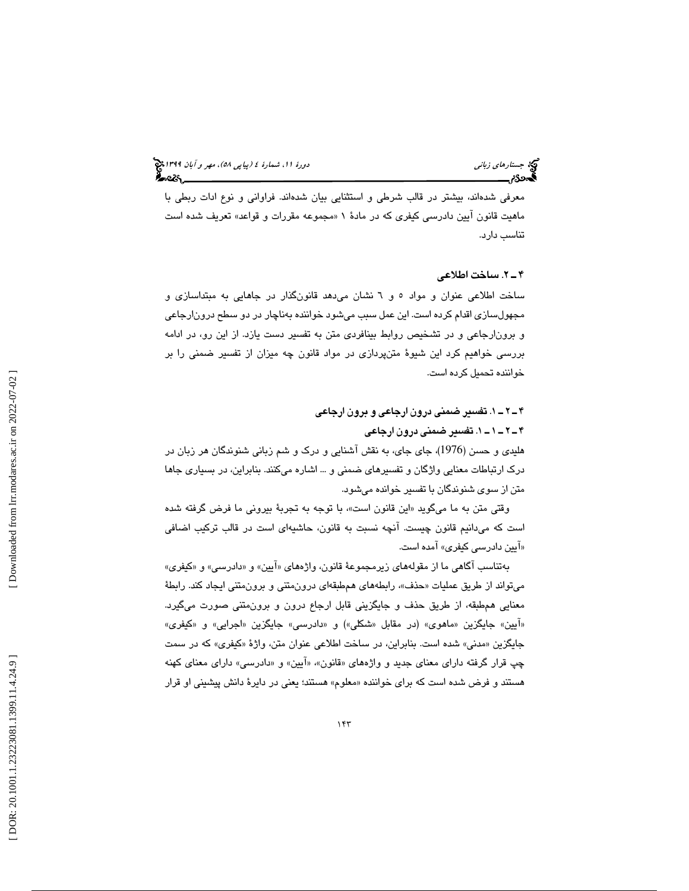معرفی شده‌اند، بیشتر در قالب شرطی و استثنایی بیان شده‌اند. فراوانی و نوع ادات ربطی با ماهیت قانون آیین دادرسی کیفری که در مادهٔ ۱ «مجموعه مقررات و قواعد» تعریف شده است تناسب دارد.

## ۴ ـ ۲. ساخت اطلاعی

ساخت اطلاعی عنوان و مواد ٥ و ٦ نشان می‌دهد قانون‌گذار در جاهایی به مبتداسازی و مجهول‌سازی اقدام کرده است. این عمل سبب می‌شود خواننده به‌ناچار در دو سطح درون‌ارجاعی و برون‌ارجاعی و در تشخیص روابط بینافردی متن به تفسیر دست یازد. از این رو، در ادامه بررسی خواهیم کرد این شیوهٔ متن‌پردازی در مواد قانون چه میزان از تفسیر ضمنی را بر خواننده تحمیل کرده است.

### ۴ ـ ۲ ـ ۱. تفسیر ضمنی درون ارجاعی و برون ارجاعی

#### ۴ ـ ۲ ـ ۱ ـ ۱. تفسیر ضمنی درون ارجاعی

هلیدی و حسن (1976)، جای جای، به نقش آشنایی و درک و شم زبانی شنوندگان هر زبان در درک ارتباطات معنایی واژگان و تفسیرهای ضمنی و ... اشاره می‌کنند. بنابراین، در بسیاری جاها متن از سوی شنوندگان با تفسیر خوانده می‌شود.

وقتی متن به ما می‌گوید «این قانون است»، با توجه به تجربهٔ بیرونی ما فرض گرفته شده است که می‌دانیم قانون چیست. آنچه نسبت به قانون، حاشیه‌ای است در قالب ترکیب اضافی «آیین دادرسی کیفری» آمده است.

به‌تناسب آگاهی ما از مقوله‌های زیرمجموعهٔ قانون، واژه‌های «آیین» و «دادرسی» و «کیفری» می‌تواند از طریق عملیات «حذف»، رابطه‌های هم‌طبقه‌ای درون‌متنی و برون‌متنی ایجاد کند. رابطهٔ معنایی هم‌طبقه، از طریق حذف و جایگزینی قابل ارجاع درون و برون‌متنی صورت می‌گیرد. «آیین» جایگزین «ماهوی» (در مقابل «شکلی») و «دادرسی» جایگزین «اجرایی» و «کیفری» جایگزین «مدنی» شده است. بنابراین، در ساخت اطلاعی عنوان متن، واژهٔ «کیفری» که در سمت چپ قرار گرفته دارای معنای جدید و واژه‌های «قانون»، «آیین» و «دادرسی» دارای معنای کهنه هستند و فرض شده است که برای خواننده «معلوم» هستند؛ یعنی در دایرهٔ دانش پیشینی او قرار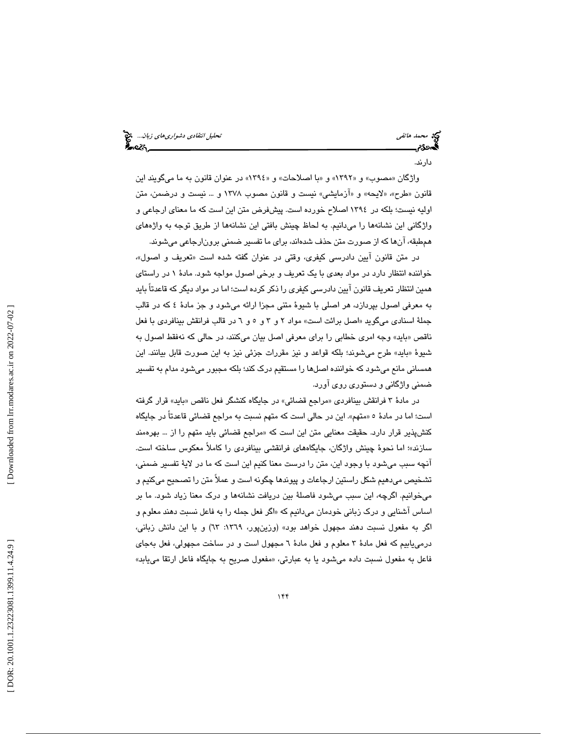دارند.

واژگان «مصوب» و «۱۳۹۲» و «با اصلاحات» و «۱۳۹٤» در عنوان قانون به ما می‌گویند این قانون «طرح»، «لایحه» و «آزمایشی» نیست و قانون مصوب ۱۳۷۸ و ... نیست و درضمن، متن اولیه نیست؛ بلکه در ۱۳۹٤ اصلاح خورده است. پیش‌فرض متن این است که ما معنای ارجاعی و واژگانی این نشانه‌ها را می‌دانیم. به لحاظ چینش بافتی این نشانه‌ها از طریق توجه به واژه‌های هم‌طبقه، آن‌ها که از صورت متن حذف شده‌اند، برای ما تفسیر ضمنی برون‌ارجاعی می‌شوند.

در متن قانون آیین دادرسی کیفری، وقتی در عنوان گفته شده است «تعریف و اصول»، خواننده انتظار دارد در مواد بعدی با یک تعریف و برخی اصول مواجه شود. مادهٔ ۱ در راستای همین انتظار تعریف قانون آیین دادرسی کیفری را ذکر کرده است؛ اما در مواد دیگر که قاعدتاً باید به معرفی اصول بپردازد، هر اصلی با شیوهٔ متنی مجزا ارائه می‌شود و جز مادهٔ ٤ که در قالب جملهٔ اسنادی می‌گوید «اصل برائت است» مواد ۲ و ۳ و ۵ و ٦ در قالب فرانقش بینافردی با فعل ناقص «باید» وجه امری خطابی را برای معرفی اصل بیان می‌کنند، در حالی که نه‌فقط اصول به شیوهٔ «باید» طرح می‌شوند؛ بلکه قواعد و نیز مقررات جزئی نیز به این صورت قابل بیانند. این همسانی مانع می‌شود که خواننده اصل‌ها را مستقیم درک کند؛ بلکه مجبور می‌شود مدام به تفسیر ضمنی واژگانی و دستوری روی آورد.

در مادهٔ ۳ فرانقش بینافردی «مراجع قضائی» در جایگاه کنشگر فعل ناقص «باید» قرار گرفته است؛ اما در مادهٔ ۵ «متهم». این در حالی است که متهم نسبت به مراجع قضائی قاعدتاً در جایگاه کنش‌پذیر قرار دارد. حقیقت معنایی متن این است که «مراجع قضائی باید متهم را از ... بهره‌مند سازند»؛ اما نحوهٔ چینش واژگان، جایگاه‌های فرانقشی بینافردی را کاملاً معکوس ساخته است. آنچه سبب می‌شود با وجود این، متن را درست معنا کنیم این است که ما در لایهٔ تفسیر ضمنی، تشخیص می‌دهیم شکل راستین ارجاعات و پیوندها چگونه است و عملاً متن را تصحیح می‌کنیم و می‌خوانیم. اگرچه، این سبب می‌شود فاصلهٔ بین دریافت نشانه‌ها و درک معنا زیاد شود. ما بر اساس آشنایی و درک زبانی خودمان می‌دانیم که «اگر فعل جمله را به فاعل نسبت دهند معلوم و اگر به مفعول نسبت دهند مجهول خواهد بود» (وزین‌پور، ۱۳٦۹: ٦۳) و با این دانش زبانی، درمی‌یابیم که فعل مادهٔ ۳ معلوم و فعل مادهٔ ٦ مجهول است و در ساخت مجهولی، فعل به‌جای فاعل به مفعول نسبت داده می‌شود یا به عبارتی، «مفعول صریح به جایگاه فاعل ارتقا می‌یابد»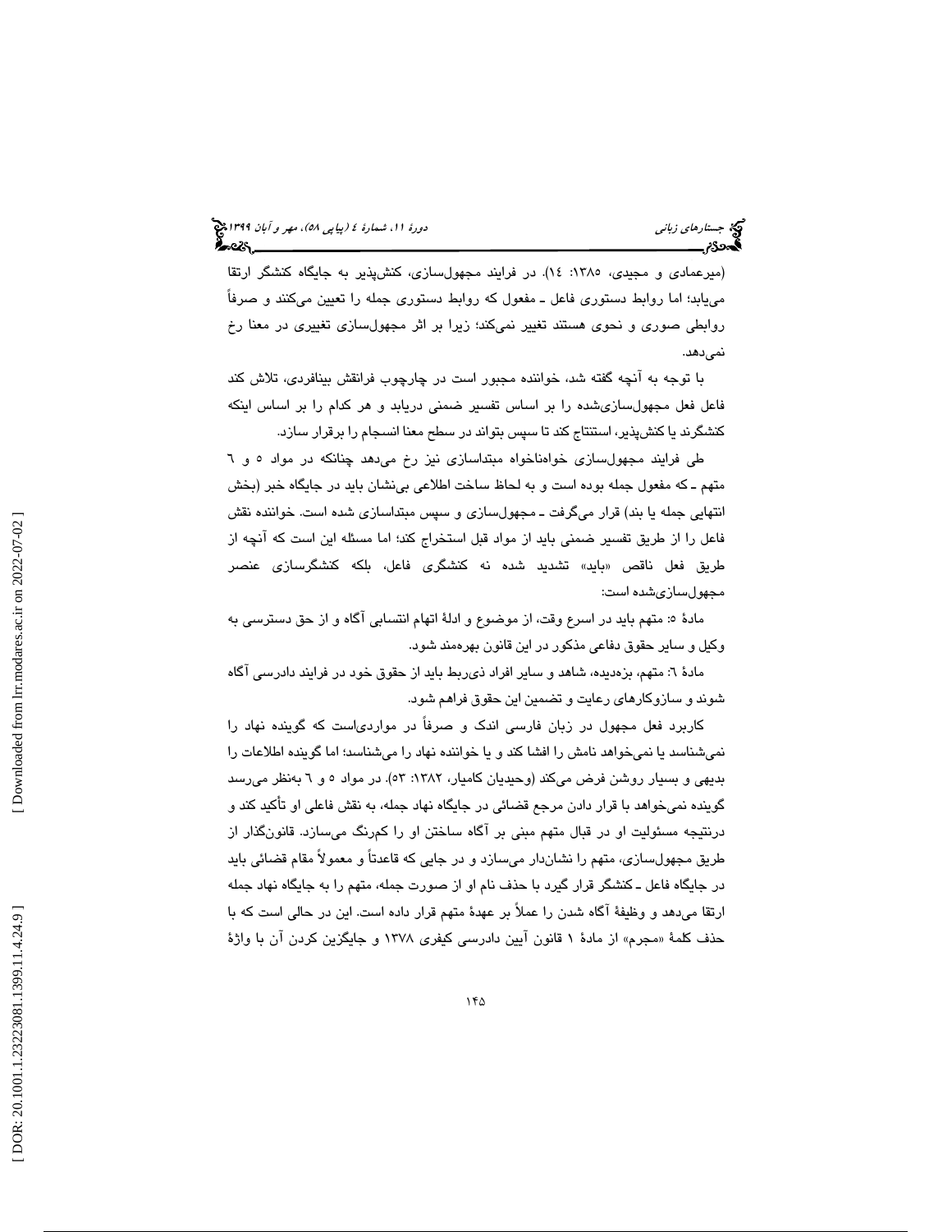(میرعمادی و مجیدی، ۱۳۸۵: ۱٤). در فرایند مجهول‌سازی، کنش‌پذیر به جایگاه کنشگر ارتقا می‌یابد؛ اما روابط دستوری فاعل ـ مفعول که روابط دستوری جمله را تعیین می‌کنند و صرفاً روابطی صوری و نحوی هستند تغییر نمی‌کند؛ زیرا بر اثر مجهول‌سازی تغییری در معنا رخ نمی‌دهد.

با توجه به آنچه گفته شد، خواننده مجبور است در چارچوب فرانقش بینافردی، تلاش کند فاعل فعل مجهول‌سازی‌شده را بر اساس تفسیر ضمنی دریابد و هر کدام را بر اساس اینکه کنشگرند یا کنش‌پذیر، استنتاج کند تا سپس بتواند در سطح معنا انسجام را برقرار سازد.

طی فرایند مجهول‌سازی خواه‌ناخواه مبتداسازی نیز رخ می‌دهد چنانکه در مواد ٥ و ٦ متهم ـ که مفعول جمله بوده است و به لحاظ ساخت اطلاعی بی‌نشان باید در جایگاه خبر (بخش انتهایی جمله یا بند) قرار می‌گرفت ـ مجهول‌سازی و سپس مبتداسازی شده است. خواننده نقش فاعل را از طریق تفسیر ضمنی باید از مواد قبل استخراج کند؛ اما مسئله این است که آنچه از طریق فعل ناقص «باید» تشدید شده نه کنشگری فاعل، بلکه کنشگرسازی عنصر مجهول‌سازی‌شده است:

مادهٔ ٥: متهم باید در اسرع وقت، از موضوع و ادلهٔ اتهام انتسابی آگاه و از حق دسترسی به وکیل و سایر حقوق دفاعی مذکور در این قانون بهره‌مند شود.

مادهٔ ٦: متهم، بزه‌دیده، شاهد و سایر افراد ذی‌ربط باید از حقوق خود در فرایند دادرسی آگاه شوند و سازوکارهای رعایت و تضمین این حقوق فراهم شود.

کاربرد فعل مجهول در زبان فارسی اندک و صرفاً در مواردی‌است که گوینده نهاد را نمی‌شناسد یا نمی‌خواهد نامش را افشا کند و یا خواننده نهاد را می‌شناسد؛ اما گوینده اطلاعات را بدیهی و بسیار روشن فرض می‌کند (وحیدیان کامیار، ۱۳۸۲: ٥۳). در مواد ٥ و ٦ به‌نظر می‌رسد گوینده نمی‌خواهد با قرار دادن مرجع قضائی در جایگاه نهاد جمله، به نقش فاعلی او تأکید کند و درنتیجه مسئولیت او در قبال متهم مبنی بر آگاه ساختن او را کم‌رنگ می‌سازد. قانون‌گذار از طریق مجهول‌سازی، متهم را نشان‌دار می‌سازد و در جایی که قاعدتاً و معمولاً مقام قضائی باید در جایگاه فاعل ـ کنشگر قرار گیرد با حذف نام او از صورت جمله، متهم را به جایگاه نهاد جمله ارتقا می‌دهد و وظیفهٔ آگاه شدن را عملاً بر عهدهٔ متهم قرار داده است. این در حالی است که با حذف کلمهٔ «مجرم» از مادهٔ ۱ قانون آیین دادرسی کیفری ۱۳۷۸ و جایگزین کردن آن با واژهٔ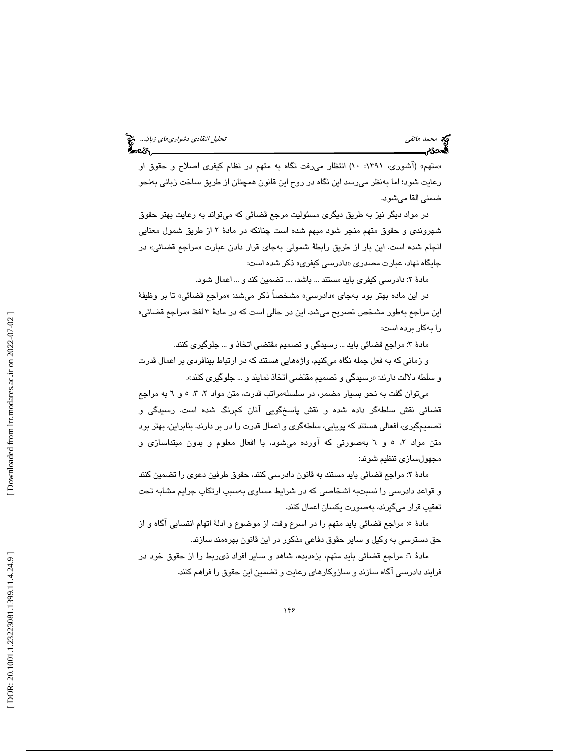«متهم» (آشوری، ۱۳۹۱: ۱۰) انتظار می‌رفت نگاه به متهم در نظام کیفری اصلاح و حقوق او رعایت شود؛ اما به‌نظر می‌رسد این نگاه در روح این قانون همچنان از طریق ساخت زبانی به‌نحو ضمنی القا می‌شود.

در مواد دیگر نیز به طریق دیگری مسئولیت مرجع قضائی که می‌تواند به رعایت بهتر حقوق شهروندی و حقوق متهم منجر شود مبهم شده است چنانکه در مادهٔ ۲ از طریق شمول معنایی انجام شده است. این بار از طریق رابطهٔ شمولی به‌جای قرار دادن عبارت «مراجع قضائی» در جایگاه نهاد، عبارت مصدری «دادرسی کیفری» ذکر شده است:

مادهٔ ۲: دادرسی کیفری باید مستند ... باشد، .... تضمین کند و ... اعمال شود.

در این ماده بهتر بود به‌جای «دادرسی» مشخصاً ذکر می‌شد: «مراجع قضائی» تا بر وظیفهٔ این مراجع به‌طور مشخص تصریح می‌شد. این در حالی است که در مادهٔ ۳ لفظ «مراجع قضائی» را به‌کار برده است:

مادهٔ ۳: مراجع قضائی باید ... رسیدگی و تصمیم مقتضی اتخاذ و ... جلوگیری کنند.

و زمانی که به فعل جمله نگاه می‌کنیم، واژه‌هایی هستند که در ارتباط بینافردی بر اعمال قدرت و سلطه دلالت دارند: «رسیدگی و تصمیم مقتضی اتخاذ نمایند و ... جلوگیری کنند».

می‌توان گفت به نحو بسیار مضمر، در سلسله‌مراتب قدرت، متن مواد ۲، ۳، ۵ و ٦ به مراجع قضائی نقش سلطه‌گر داده شده و نقش پاسخ‌گویی آنان کم‌رنگ شده است. رسیدگی و تصمیم‌گیری، افعالی هستند که پویایی، سلطه‌گری و اعمال قدرت را در بر دارند. بنابراین، بهتر بود متن مواد ۲، ۵ و ٦ به‌صورتی که آورده می‌شود، با افعال معلوم و بدون مبتداسازی و مجهول‌سازی تنظیم شوند:

مادهٔ ۲: مراجع قضائی باید مستند به قانون دادرسی کنند، حقوق طرفین دعوی را تضمین کنند و قواعد دادرسی را نسبت‌به اشخاصی که در شرایط مساوی به‌سبب ارتکاب جرایم مشابه تحت تعقیب قرار می‌گیرند، به‌صورت یکسان اعمال کنند.

مادهٔ ۵: مراجع قضائی باید متهم را در اسرع وقت، از موضوع و ادلهٔ اتهام انتسابی آگاه و از حق دسترسی به وکیل و سایر حقوق دفاعی مذکور در این قانون بهره‌مند سازند.

مادهٔ ٦: مراجع قضائی باید متهم، بزه‌دیده، شاهد و سایر افراد ذی‌ربط را از حقوق خود در فرایند دادرسی آگاه سازند و سازوکارهای رعایت و تضمین این حقوق را فراهم کنند.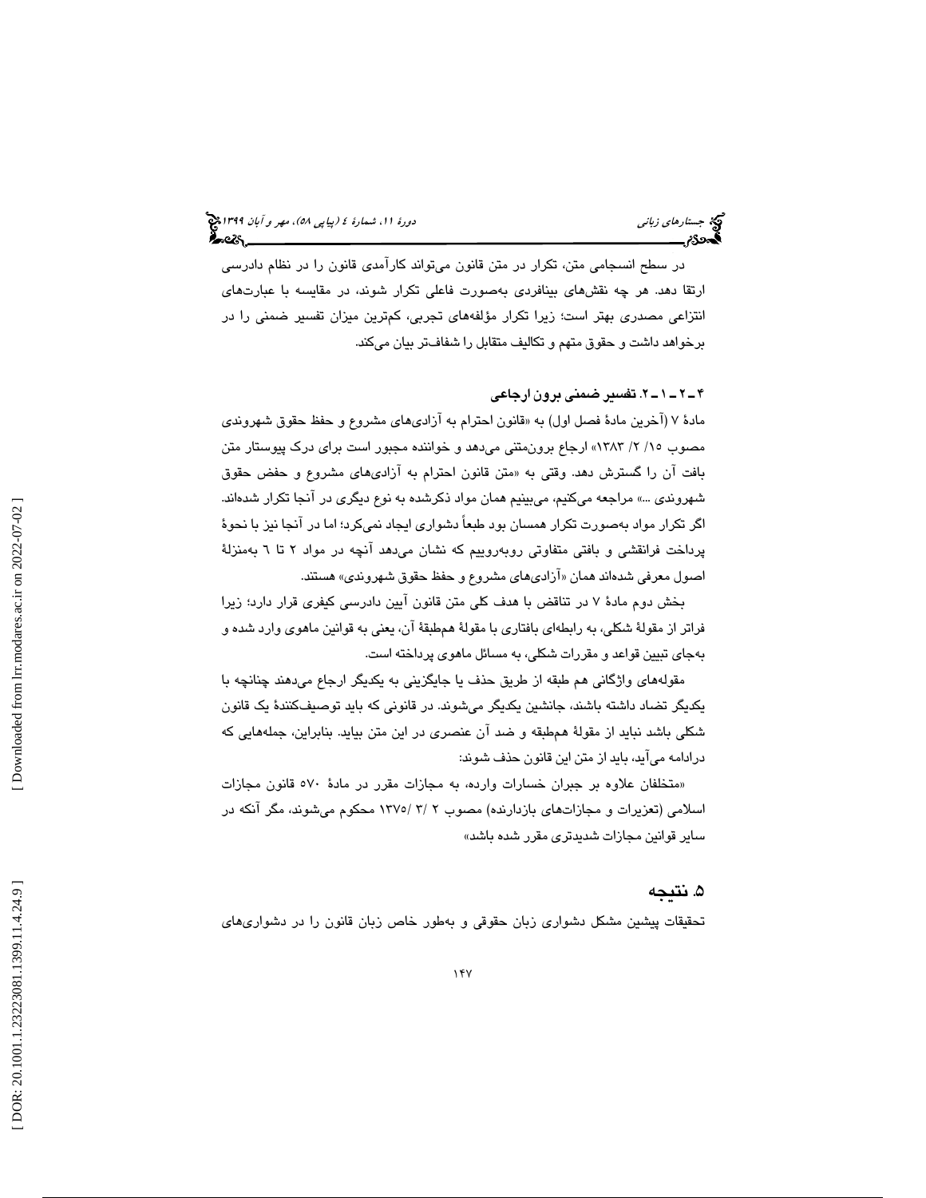در سطح انسجامی متن، تکرار در متن قانون می‌تواند کارآمدی قانون را در نظام دادرسی ارتقا دهد. هر چه نقش‌های بینافردی به‌صورت فاعلی تکرار شوند، در مقایسه با عبارت‌های انتزاعی مصدری بهتر است؛ زیرا تکرار مؤلفه‌های تجربی، کم‌ترین میزان تفسیر ضمنی را در برخواهد داشت و حقوق متهم و تکالیف متقابل را شفاف‌تر بیان می‌کند.

### ۴ ـ ۲ ـ ۱ ـ ۲. تفسیر ضمنی برون ارجاعی

مادۀ ۷ (آخرین مادۀ فصل اول) به «قانون احترام به آزادی‌های مشروع و حفظ حقوق شهروندی مصوب ۱۵/ ۲/ ۱۳۸۳» ارجاع برون‌متنی می‌دهد و خواننده مجبور است برای درک پیوستار متن بافت آن را گسترش دهد. وقتی به «متن قانون احترام به آزادی‌های مشروع و حفض حقوق شهروندی ...» مراجعه می‌کنیم، می‌بینیم همان مواد ذکرشده به نوع دیگری در آنجا تکرار شده‌اند. اگر تکرار مواد به‌صورت تکرار همسان بود طبعاً دشواری ایجاد نمی‌کرد؛ اما در آنجا نیز با نحوۀ پرداخت فرانقشی و بافتی متفاوتی روبه‌روییم که نشان می‌دهد آنچه در مواد ۲ تا ۶ به‌منزلۀ اصول معرفی شده‌اند همان «آزادی‌های مشروع و حفظ حقوق شهروندی» هستند.

بخش دوم مادۀ ۷ در تناقض با هدف کلی متن قانون آیین دادرسی کیفری قرار دارد؛ زیرا فراتر از مقولۀ شکلی، به رابطه‌ای بافتاری با مقولۀ هم‌طبقۀ آن، یعنی به قوانین ماهوی وارد شده و به‌جای تبیین قواعد و مقررات شکلی، به مسائل ماهوی پرداخته است.

مقوله‌های واژگانی هم طبقه از طریق حذف یا جایگزینی به یکدیگر ارجاع می‌دهند چنانچه با یکدیگر تضاد داشته باشند، جانشین یکدیگر می‌شوند. در قانونی که باید توصیف‌کنندۀ یک قانون شکلی باشد نباید از مقولۀ هم‌طبقه و ضد آن عنصری در این متن بیاید. بنابراین، جمله‌هایی که درادامه می‌آید، باید از متن این قانون حذف شوند:

«متخلفان علاوه بر جبران خسارات وارده، به مجازات مقرر در مادۀ ۵۷۰ قانون مجازات اسلامی (تعزیرات و مجازات‌های بازدارنده) مصوب ۲ /۳ /۱۳۷۵ محکوم می‌شوند، مگر آنکه در سایر قوانین مجازات شدیدتری مقرر شده باشد»

## ۵. نتیجه

تحقیقات پیشین مشکل دشواری زبان حقوقی و به‌طور خاص زبان قانون را در دشواری‌های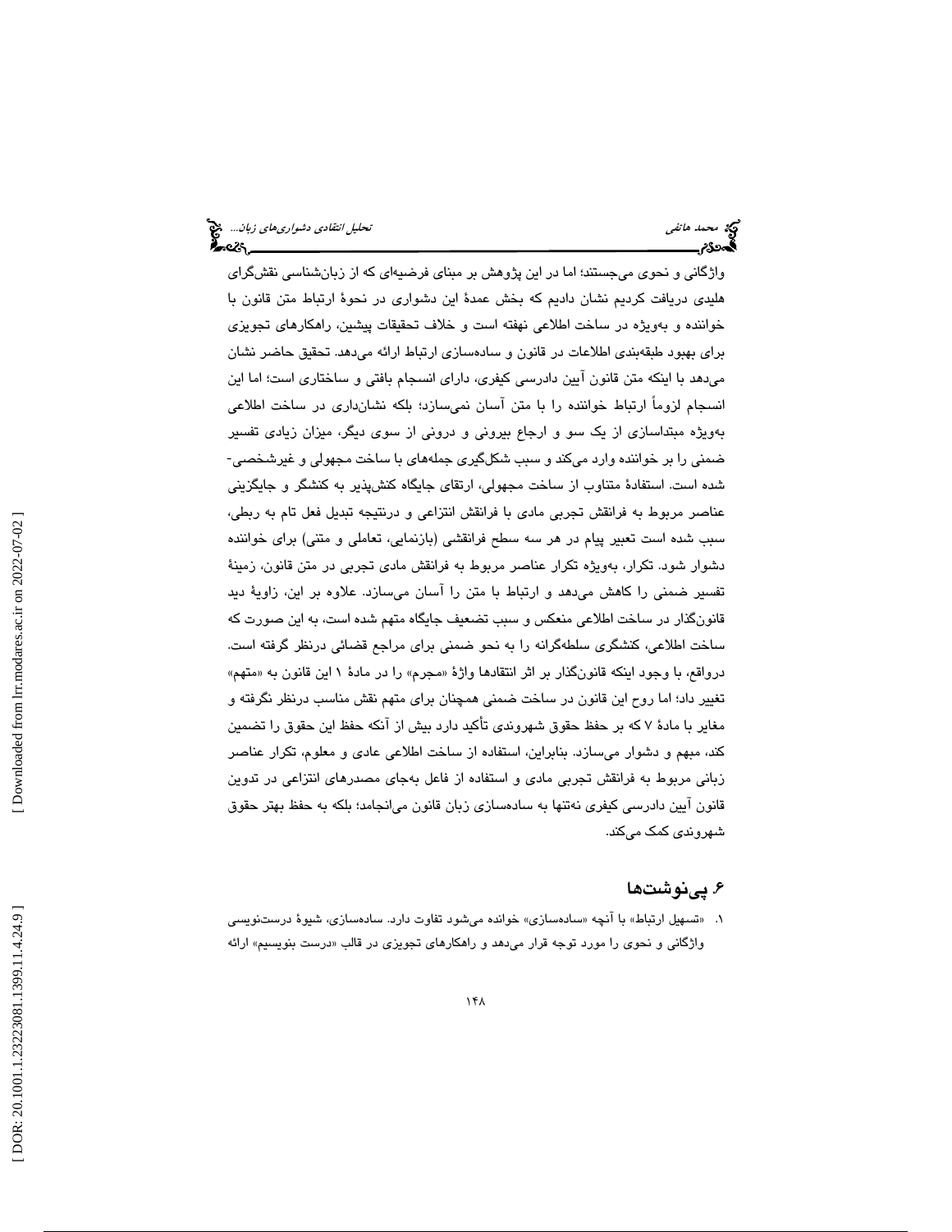واژگانی و نحوی می‌جستند؛ اما در این پژوهش بر مبنای فرضیه‌ای که از زبان‌شناسی نقش‌گرای هلیدی دریافت کردیم نشان دادیم که بخش عمدهٔ این دشواری در نحوهٔ ارتباط متن قانون با خواننده و به‌ویژه در ساخت اطلاعی نهفته است و خلاف تحقیقات پیشین، راهکارهای تجویزی برای بهبود طبقه‌بندی اطلاعات در قانون و ساده‌سازی ارتباط ارائه می‌دهد. تحقیق حاضر نشان می‌دهد با اینکه متن قانون آیین دادرسی کیفری، دارای انسجام بافتی و ساختاری است؛ اما این انسجام لزوماً ارتباط خواننده را با متن آسان نمی‌سازد؛ بلکه نشان‌داری در ساخت اطلاعی به‌ویژه مبتداسازی از یک سو و ارجاع بیرونی و درونی از سوی دیگر، میزان زیادی تفسیر ضمنی را بر خواننده وارد می‌کند و سبب شکل‌گیری جمله‌های با ساخت مجهولی و غیرشخصی-شده است. استفادهٔ متناوب از ساخت مجهولی، ارتقای جایگاه کنش‌پذیر به کنشگر و جایگزینی عناصر مربوط به فرانقش تجربی مادی با فرانقش انتزاعی و درنتیجه تبدیل فعل تام به ربطی، سبب شده است تعبیر پیام در هر سه سطح فرانقشی (بازنمایی، تعاملی و متنی) برای خواننده دشوار شود. تکرار، به‌ویژه تکرار عناصر مربوط به فرانقش مادی تجربی در متن قانون، زمینهٔ تفسیر ضمنی را کاهش می‌دهد و ارتباط با متن را آسان می‌سازد. علاوه بر این، زاویهٔ دید قانون‌گذار در ساخت اطلاعی منعکس و سبب تضعیف جایگاه متهم شده است، به این صورت که ساخت اطلاعی، کنشگری سلطه‌گرانه را به نحو ضمنی برای مراجع قضائی درنظر گرفته است. درواقع، با وجود اینکه قانون‌گذار بر اثر انتقادها واژهٔ «مجرم» را در مادهٔ ۱ این قانون به «متهم» تغییر داد؛ اما روح این قانون در ساخت ضمنی همچنان برای متهم نقش مناسب درنظر نگرفته و مغایر با مادهٔ ۷ که بر حفظ حقوق شهروندی تأکید دارد بیش از آنکه حفظ این حقوق را تضمین کند، مبهم و دشوار می‌سازد. بنابراین، استفاده از ساخت اطلاعی عادی و معلوم، تکرار عناصر زبانی مربوط به فرانقش تجربی مادی و استفاده از فاعل به‌جای مصدرهای انتزاعی در تدوین قانون آیین دادرسی کیفری نه‌تنها به ساده‌سازی زبان قانون می‌انجامد؛ بلکه به حفظ بهتر حقوق شهروندی کمک می‌کند.

## ۶. پی‌نوشت‌ها

۱. «تسهیل ارتباط» با آنچه «ساده‌سازی» خوانده می‌شود تفاوت دارد. ساده‌سازی، شیوهٔ درست‌نویسی واژگانی و نحوی را مورد توجه قرار می‌دهد و راهکارهای تجویزی در قالب «درست بنویسیم» ارائه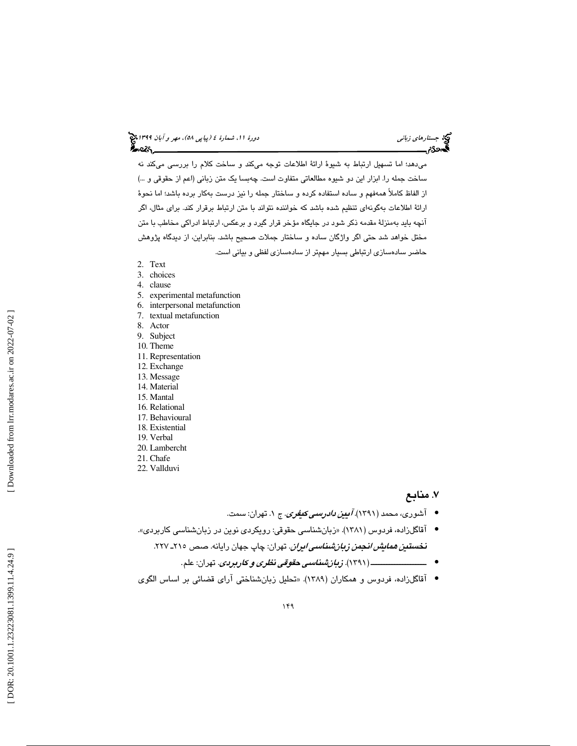می‌دهد؛ اما تسهیل ارتباط به شیوهٔ ارائهٔ اطلاعات توجه می‌کند و ساخت کلام را بررسی می‌کند نه ساخت جمله را. ابزار این دو شیوه مطالعاتی متفاوت است. چه‌بسا یک متن زبانی (اعم از حقوقی و ...) از الفاظ کاملاً همه‌فهم و ساده استفاده کرده و ساختار جمله را نیز درست به‌کار برده باشد؛ اما نحوهٔ ارائهٔ اطلاعات به‌گونه‌ای تنظیم شده باشد که خواننده نتواند با متن ارتباط برقرار کند. برای مثال، اگر آنچه باید به‌منزلهٔ مقدمه ذکر شود در جایگاه مؤخر قرار گیرد و برعکس، ارتباط ادراکی مخاطب با متن مختل خواهد شد حتی اگر واژگان ساده و ساختار جملات صحیح باشد. بنابراین، از دیدگاه پژوهش حاضر ساده‌سازی ارتباطی بسیار مهم‌تر از ساده‌سازی لفظی و بیانی است.

2. Text
3. choices
4. clause
5. experimental metafunction
6. interpersonal metafunction
7. textual metafunction
8. Actor
9. Subject
10. Theme
11. Representation
12. Exchange
13. Message
14. Material
15. Mantal
16. Relational
17. Behavioural
18. Existential
19. Verbal
20. Lambercht
21. Chafe
22. Vallduvi

## ۷. منابع

- آشوری، محمد (۱۳۹۱). ***آیین دادرسی کیفری***. ج ۱. تهران: سمت.
- آقاگل‌زاده، فردوس (۱۳۸۱). «زبان‌شناسی حقوقی: رویکردی نوین در زبان‌شناسی کاربردی». ***نخستین همایش انجمن زبان‌شناسی ایران***. تهران: چاپ جهان رایانه. صص ۲۱۵ـ ۲۲۷.
- ـــــــــــــــ (۱۳۹۱). ***زبان‌شناسی حقوقی نظری و کاربردی***. تهران: علم.
- آقاگل‌زاده، فردوس و همکاران (۱۳۸۹). «تحلیل زبان‌شناختی آرای قضائی بر اساس الگوی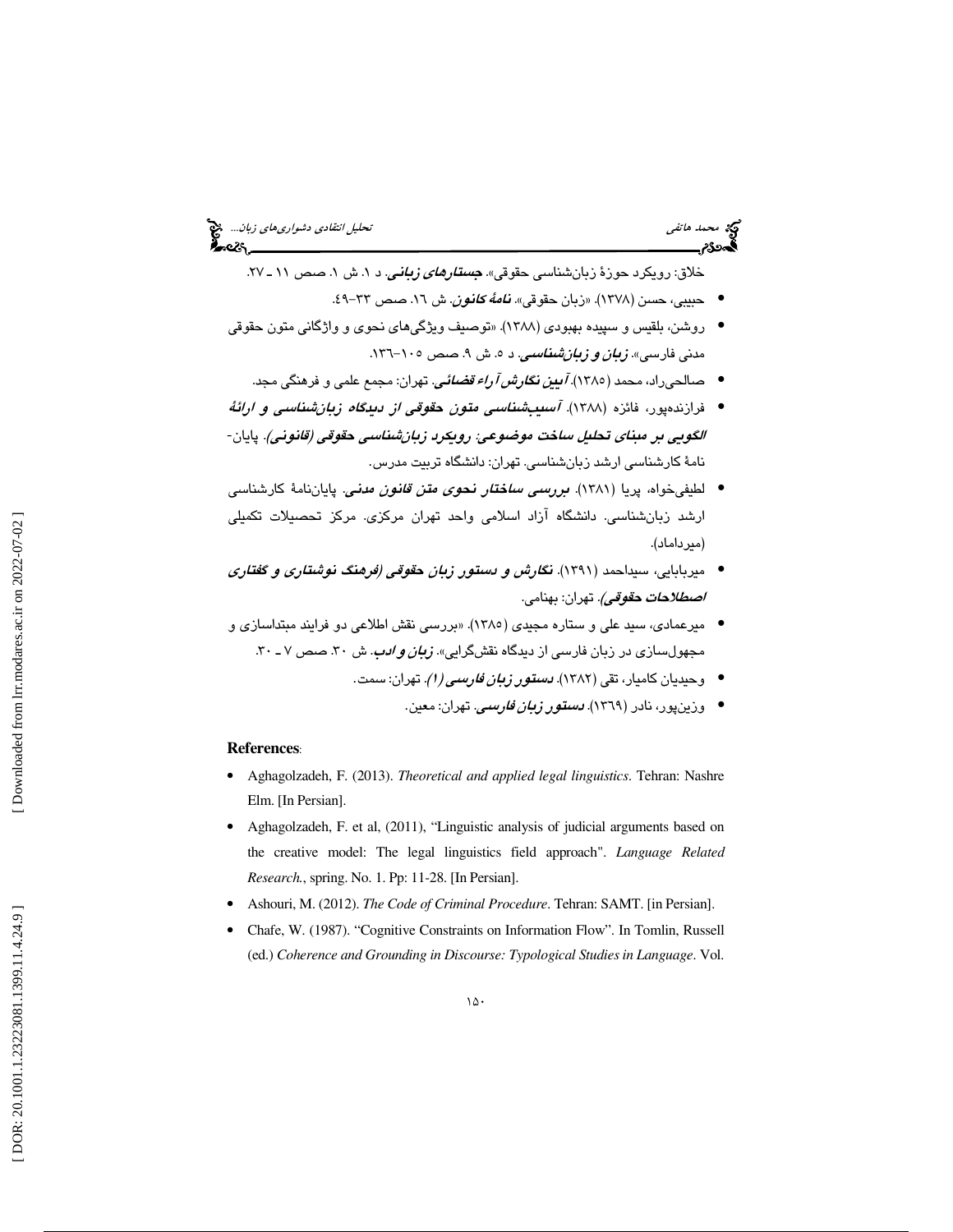خلاق: رویکرد حوزهٔ زبان‌شناسی حقوقی». ***جستارهای زبانی***. د ۱. ش ۱. صص ۱۱ ـ ۲۷.

- حبیبی، حسن (۱۳۷۸). «زبان حقوقی». ***نامهٔ کانون***. ش ۱۶. صص ۳۳–۴۹.
- روشن، بلقیس و سپیده بهبودی (۱۳۸۸). «توصیف ویژگی‌های نحوی و واژگانی متون حقوقی مدنی فارسی». ***زبان و زبان‌شناسی***. د ۵. ش ۹. صص ۱۰۵–۱۳۶.
- صالحی‌راد، محمد (۱۳۸۵). ***آیین نگارش آراء قضائی***. تهران: مجمع علمی و فرهنگی مجد.
- فرازنده‌پور، فائزه (۱۳۸۸). ***آسیب‌شناسی متون حقوقی از دیدگاه زبان‌شناسی و ارائهٔ الگویی بر مبنای تحلیل ساخت موضوعی: رویکرد زبان‌شناسی حقوقی (قانونی)***. پایان‌نامهٔ کارشناسی ارشد زبان‌شناسی. تهران: دانشگاه تربیت مدرس.
- لطیفی‌خواه، پریا (۱۳۸۱). ***بررسی ساختار نحوی متن قانون مدنی***. پایان‌نامهٔ کارشناسی ارشد زبان‌شناسی. دانشگاه آزاد اسلامی واحد تهران مرکزی. مرکز تحصیلات تکمیلی (میرداماد).
- میربابایی، سیداحمد (۱۳۹۱). ***نگارش و دستور زبان حقوقی (فرهنگ نوشتاری و گفتاری اصطلاحات حقوقی)***. تهران: بهنامی.
- میرعمادی، سید علی و ستاره مجیدی (۱۳۸۵). «بررسی نقش اطلاعی دو فرایند مبتداسازی و مجهول‌سازی در زبان فارسی از دیدگاه نقش‌گرایی». ***زبان و ادب***. ش ۳۰. صص ۷ ـ ۳۰.
- وحیدیان کامیار، تقی (۱۳۸۲). ***دستور زبان فارسی (۱)***. تهران: سمت.
- وزین‌پور، نادر (۱۳۶۹). ***دستور زبان فارسی***. تهران: معین.

**References**:

- Aghagolzadeh, F. (2013). *Theoretical and applied legal linguistics*. Tehran: Nashre Elm. [In Persian].
- Aghagolzadeh, F. et al, (2011), "Linguistic analysis of judicial arguments based on the creative model: The legal linguistics field approach". *Language Related Research.*, spring. No. 1. Pp: 11-28. [In Persian].
- Ashouri, M. (2012). *The Code of Criminal Procedure*. Tehran: SAMT. [in Persian].
- Chafe, W. (1987). "Cognitive Constraints on Information Flow". In Tomlin, Russell (ed.) *Coherence and Grounding in Discourse: Typological Studies in Language*. Vol.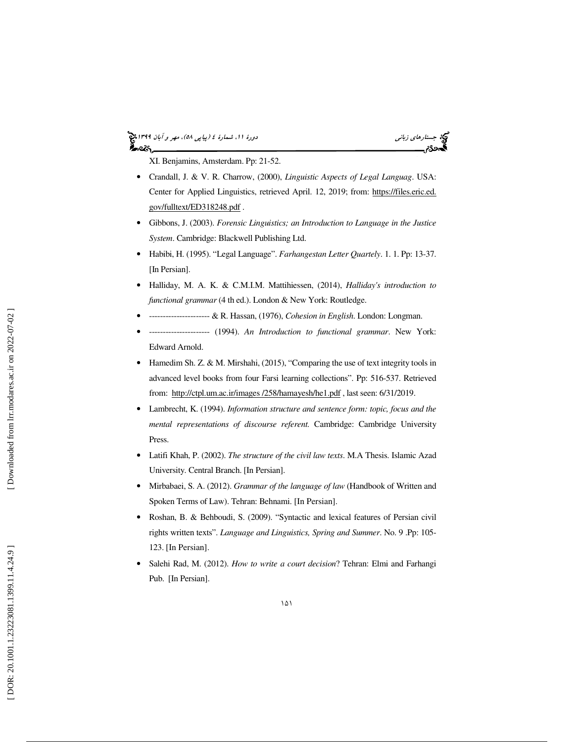XI. Benjamins, Amsterdam. Pp: 21-52.

- Crandall, J. & V. R. Charrow, (2000), *Linguistic Aspects of Legal Languag*. USA: Center for Applied Linguistics, retrieved April. 12, 2019; from: https://files.eric.ed.gov/fulltext/ED318248.pdf .
- Gibbons, J. (2003). *Forensic Linguistics; an Introduction to Language in the Justice System*. Cambridge: Blackwell Publishing Ltd.
- Habibi, H. (1995). "Legal Language". *Farhangestan Letter Quartely*. 1. 1. Pp: 13-37. [In Persian].
- Halliday, M. A. K. & C.M.I.M. Mattihiessen, (2014), *Halliday's introduction to functional grammar* (4 th ed.). London & New York: Routledge.
- ---------------------- & R. Hassan, (1976), *Cohesion in English*. London: Longman.
- ---------------------- (1994). *An Introduction to functional grammar*. New York: Edward Arnold.
- Hamedim Sh. Z. & M. Mirshahi, (2015), "Comparing the use of text integrity tools in advanced level books from four Farsi learning collections". Pp: 516-537. Retrieved from: http://ctpl.um.ac.ir/images /258/hamayesh/he1.pdf , last seen: 6/31/2019.
- Lambrecht, K. (1994). *Information structure and sentence form: topic, focus and the mental representations of discourse referent.* Cambridge: Cambridge University Press.
- Latifi Khah, P. (2002). *The structure of the civil law texts*. M.A Thesis. Islamic Azad University. Central Branch. [In Persian].
- Mirbabaei, S. A. (2012). *Grammar of the language of law* (Handbook of Written and Spoken Terms of Law). Tehran: Behnami. [In Persian].
- Roshan, B. & Behboudi, S. (2009). "Syntactic and lexical features of Persian civil rights written texts". *Language and Linguistics, Spring and Summer*. No. 9 .Pp: 105-123. [In Persian].
- Salehi Rad, M. (2012). *How to write a court decision*? Tehran: Elmi and Farhangi Pub. [In Persian].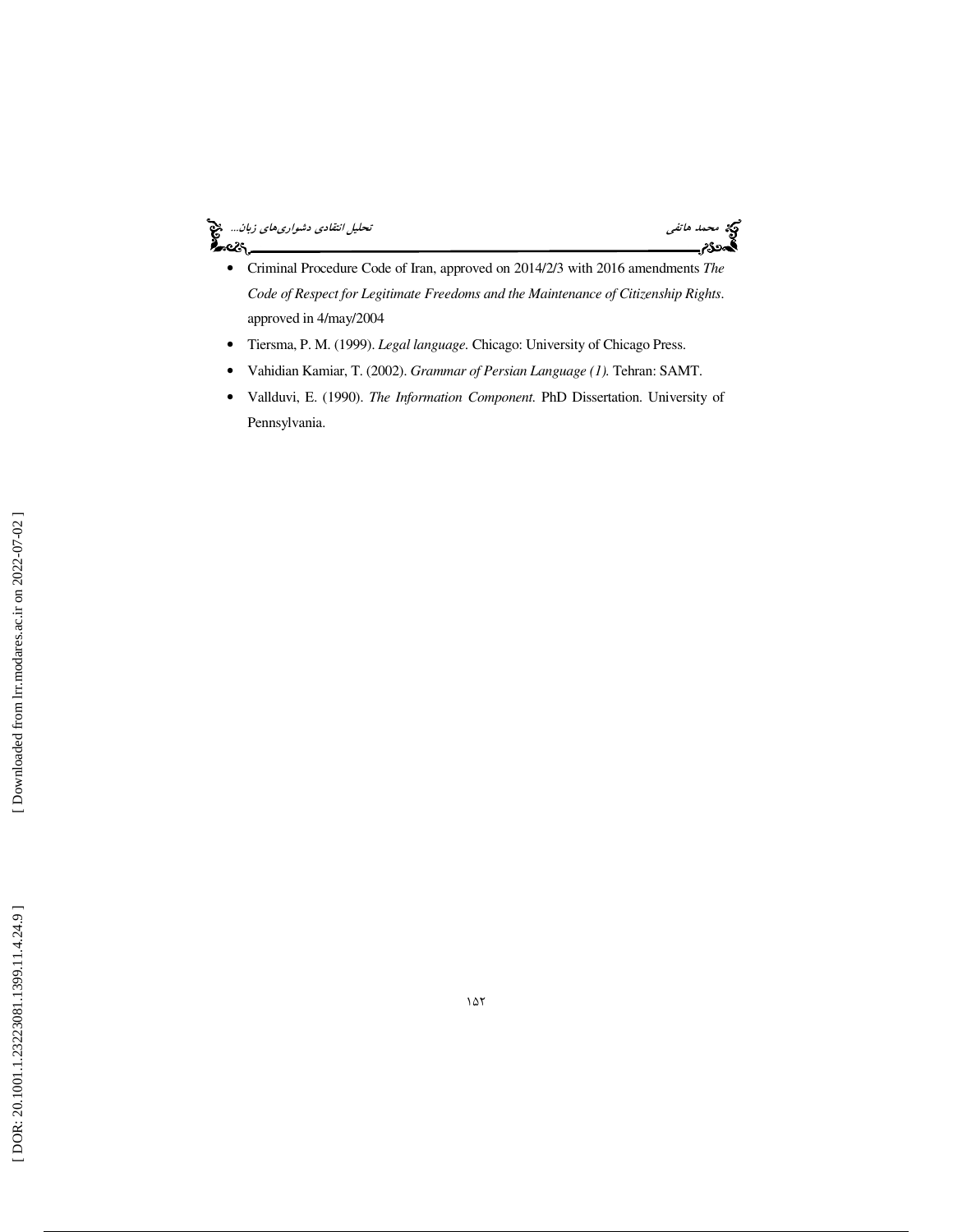- Criminal Procedure Code of Iran, approved on 2014/2/3 with 2016 amendments *The Code of Respect for Legitimate Freedoms and the Maintenance of Citizenship Rights*. approved in 4/may/2004
- Tiersma, P. M. (1999). *Legal language*. Chicago: University of Chicago Press.
- Vahidian Kamiar, T. (2002). *Grammar of Persian Language (1).* Tehran: SAMT.
- Vallduvi, E. (1990). *The Information Component.* PhD Dissertation. University of Pennsylvania.